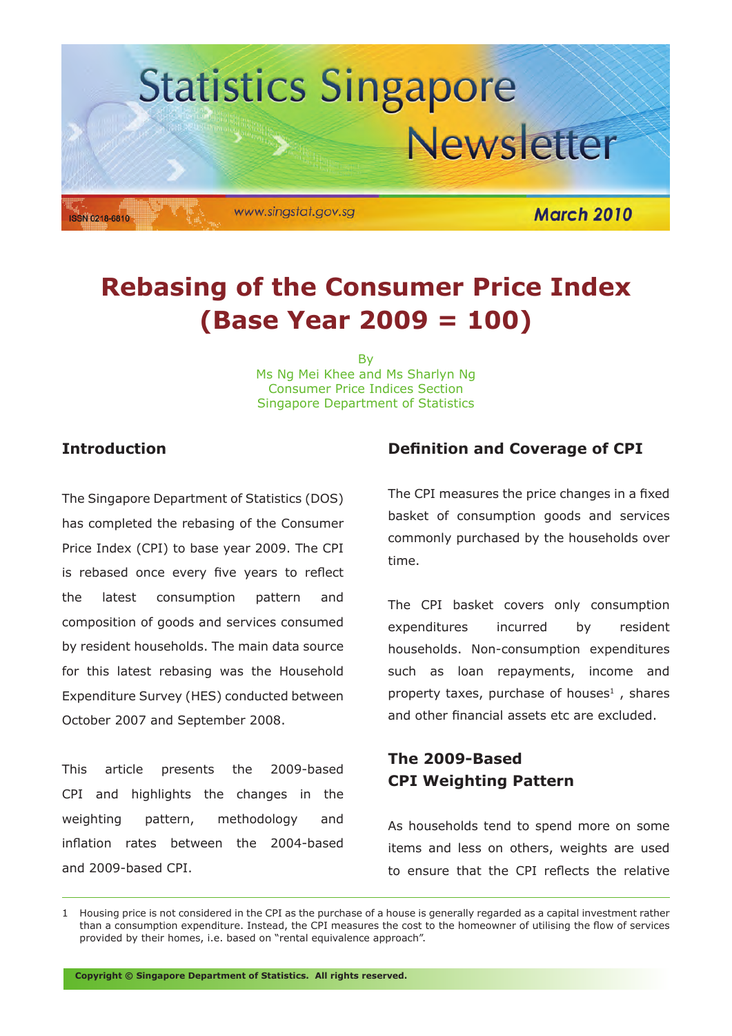# Statistics Singapore Newsletter

ISSN 0218-6810

www.singstat.gov.sg

March 2010

# Rebasing of the Consumer Price Index (Base Year 2009 = 100)

By
Ms Ng Mei Khee and Ms Sharlyn Ng
Consumer Price Indices Section
Singapore Department of Statistics

## Introduction

The Singapore Department of Statistics (DOS) has completed the rebasing of the Consumer Price Index (CPI) to base year 2009. The CPI is rebased once every five years to reflect the latest consumption pattern and composition of goods and services consumed by resident households. The main data source for this latest rebasing was the Household Expenditure Survey (HES) conducted between October 2007 and September 2008.

This article presents the 2009-based CPI and highlights the changes in the weighting pattern, methodology and inflation rates between the 2004-based and 2009-based CPI.

## Definition and Coverage of CPI

The CPI measures the price changes in a fixed basket of consumption goods and services commonly purchased by the households over time.

The CPI basket covers only consumption expenditures incurred by resident households. Non-consumption expenditures such as loan repayments, income and property taxes, purchase of houses[1] , shares and other financial assets etc are excluded.

## The 2009-Based CPI Weighting Pattern

As households tend to spend more on some items and less on others, weights are used to ensure that the CPI reflects the relative

1 Housing price is not considered in the CPI as the purchase of a house is generally regarded as a capital investment rather than a consumption expenditure. Instead, the CPI measures the cost to the homeowner of utilising the flow of services provided by their homes, i.e. based on "rental equivalence approach".

Copyright © Singapore Department of Statistics. All rights reserved.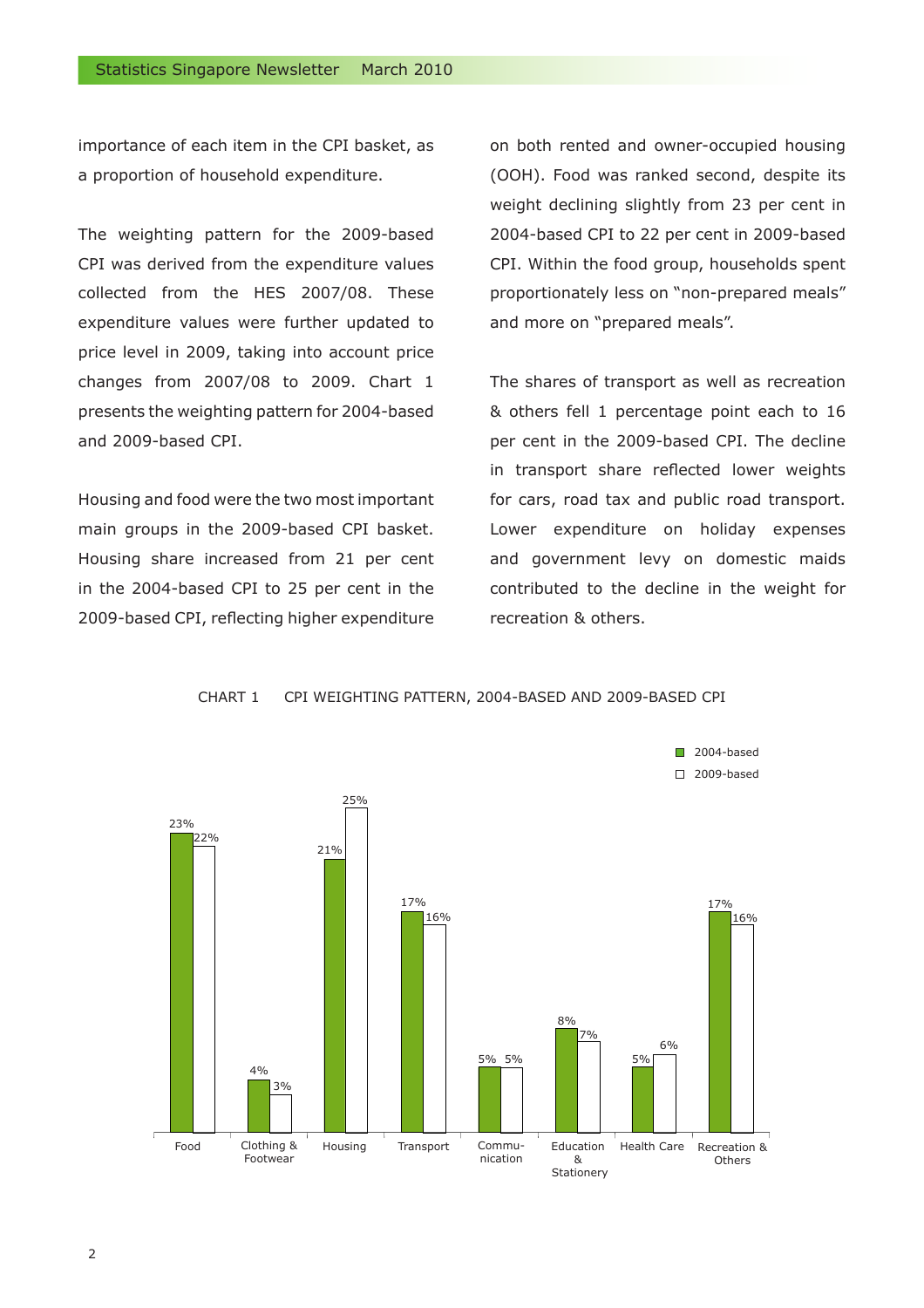importance of each item in the CPI basket, as a proportion of household expenditure.

The weighting pattern for the 2009-based CPI was derived from the expenditure values collected from the HES 2007/08. These expenditure values were further updated to price level in 2009, taking into account price changes from 2007/08 to 2009. Chart 1 presents the weighting pattern for 2004-based and 2009-based CPI.

Housing and food were the two most important main groups in the 2009-based CPI basket. Housing share increased from 21 per cent in the 2004-based CPI to 25 per cent in the 2009-based CPI, reflecting higher expenditure on both rented and owner-occupied housing (OOH). Food was ranked second, despite its weight declining slightly from 23 per cent in 2004-based CPI to 22 per cent in 2009-based CPI. Within the food group, households spent proportionately less on "non-prepared meals" and more on "prepared meals".

The shares of transport as well as recreation & others fell 1 percentage point each to 16 per cent in the 2009-based CPI. The decline in transport share reflected lower weights for cars, road tax and public road transport. Lower expenditure on holiday expenses and government levy on domestic maids contributed to the decline in the weight for recreation & others.

CHART 1 CPI WEIGHTING PATTERN, 2004-BASED AND 2009-BASED CPI

| | 2004-based | 2009-based |
|---|---|---|
| Food | 23% | 22% |
| Clothing & Footwear | 4% | 3% |
| Housing | 21% | 25% |
| Transport | 17% | 16% |
| Communication | 5% | 5% |
| Education & Stationery | 8% | 7% |
| Health Care | 5% | 6% |
| Recreation & Others | 17% | 16% |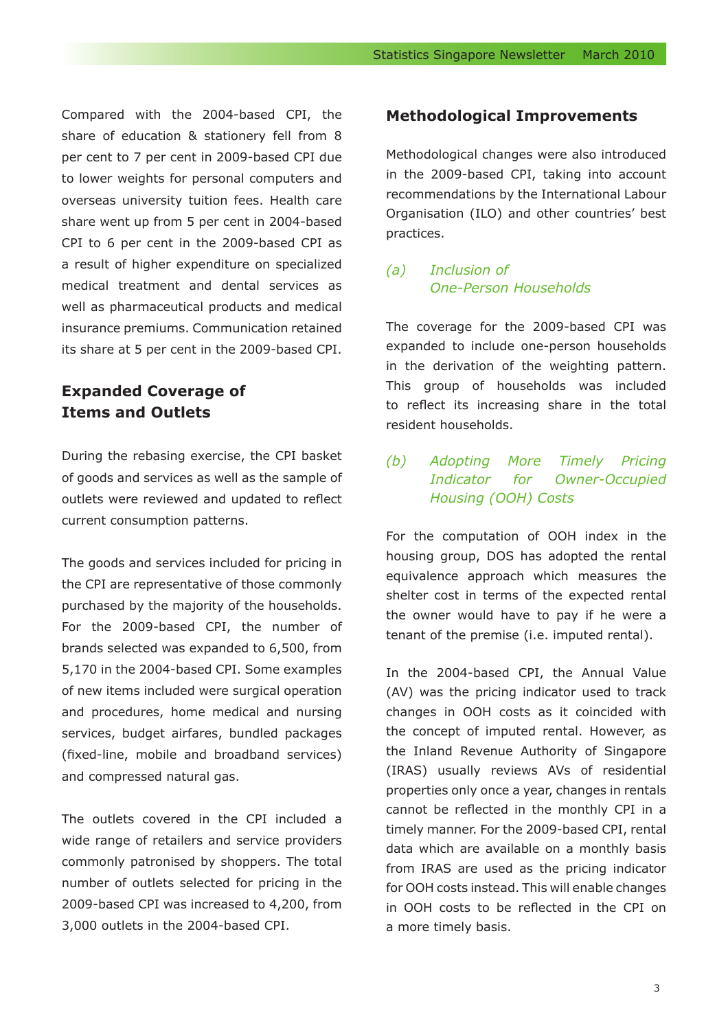Compared with the 2004-based CPI, the share of education & stationery fell from 8 per cent to 7 per cent in 2009-based CPI due to lower weights for personal computers and overseas university tuition fees. Health care share went up from 5 per cent in 2004-based CPI to 6 per cent in the 2009-based CPI as a result of higher expenditure on specialized medical treatment and dental services as well as pharmaceutical products and medical insurance premiums. Communication retained its share at 5 per cent in the 2009-based CPI.

## Expanded Coverage of Items and Outlets

During the rebasing exercise, the CPI basket of goods and services as well as the sample of outlets were reviewed and updated to reflect current consumption patterns.

The goods and services included for pricing in the CPI are representative of those commonly purchased by the majority of the households. For the 2009-based CPI, the number of brands selected was expanded to 6,500, from 5,170 in the 2004-based CPI. Some examples of new items included were surgical operation and procedures, home medical and nursing services, budget airfares, bundled packages (fixed-line, mobile and broadband services) and compressed natural gas.

The outlets covered in the CPI included a wide range of retailers and service providers commonly patronised by shoppers. The total number of outlets selected for pricing in the 2009-based CPI was increased to 4,200, from 3,000 outlets in the 2004-based CPI.

## Methodological Improvements

Methodological changes were also introduced in the 2009-based CPI, taking into account recommendations by the International Labour Organisation (ILO) and other countries' best practices.

### *(a) Inclusion of One-Person Households*

The coverage for the 2009-based CPI was expanded to include one-person households in the derivation of the weighting pattern. This group of households was included to reflect its increasing share in the total resident households.

### *(b) Adopting More Timely Pricing Indicator for Owner-Occupied Housing (OOH) Costs*

For the computation of OOH index in the housing group, DOS has adopted the rental equivalence approach which measures the shelter cost in terms of the expected rental the owner would have to pay if he were a tenant of the premise (i.e. imputed rental).

In the 2004-based CPI, the Annual Value (AV) was the pricing indicator used to track changes in OOH costs as it coincided with the concept of imputed rental. However, as the Inland Revenue Authority of Singapore (IRAS) usually reviews AVs of residential properties only once a year, changes in rentals cannot be reflected in the monthly CPI in a timely manner. For the 2009-based CPI, rental data which are available on a monthly basis from IRAS are used as the pricing indicator for OOH costs instead. This will enable changes in OOH costs to be reflected in the CPI on a more timely basis.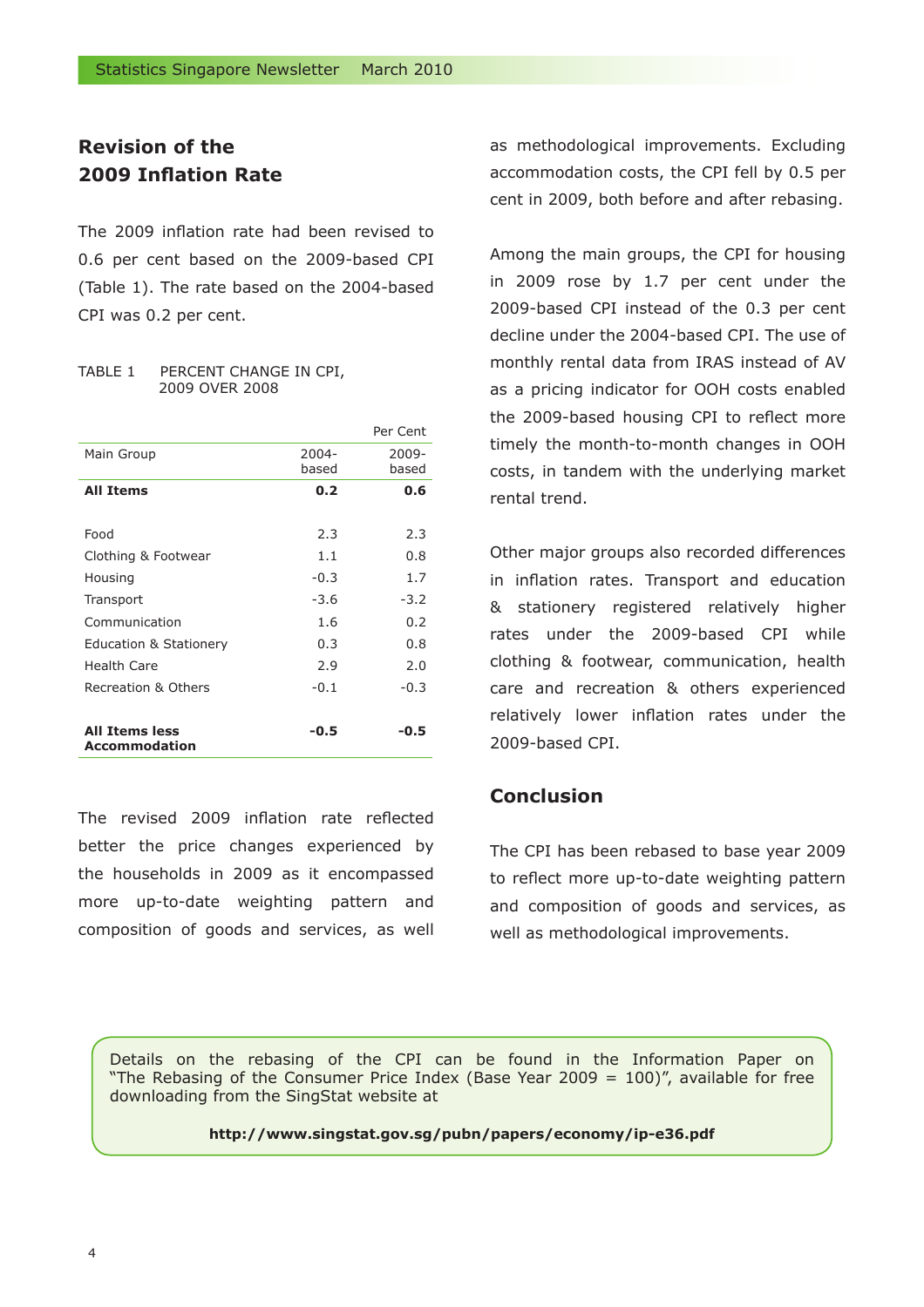## Revision of the 2009 Inflation Rate

The 2009 inflation rate had been revised to 0.6 per cent based on the 2009-based CPI (Table 1). The rate based on the 2004-based CPI was 0.2 per cent.

TABLE 1 PERCENT CHANGE IN CPI, 2009 OVER 2008

| | | Per Cent |
|---|---|---|
| Main Group | 2004-based | 2009-based |
| **All Items** | **0.2** | **0.6** |
| Food | 2.3 | 2.3 |
| Clothing & Footwear | 1.1 | 0.8 |
| Housing | -0.3 | 1.7 |
| Transport | -3.6 | -3.2 |
| Communication | 1.6 | 0.2 |
| Education & Stationery | 0.3 | 0.8 |
| Health Care | 2.9 | 2.0 |
| Recreation & Others | -0.1 | -0.3 |
| **All Items less Accommodation** | **-0.5** | **-0.5** |

The revised 2009 inflation rate reflected better the price changes experienced by the households in 2009 as it encompassed more up-to-date weighting pattern and composition of goods and services, as well as methodological improvements. Excluding accommodation costs, the CPI fell by 0.5 per cent in 2009, both before and after rebasing.

Among the main groups, the CPI for housing in 2009 rose by 1.7 per cent under the 2009-based CPI instead of the 0.3 per cent decline under the 2004-based CPI. The use of monthly rental data from IRAS instead of AV as a pricing indicator for OOH costs enabled the 2009-based housing CPI to reflect more timely the month-to-month changes in OOH costs, in tandem with the underlying market rental trend.

Other major groups also recorded differences in inflation rates. Transport and education & stationery registered relatively higher rates under the 2009-based CPI while clothing & footwear, communication, health care and recreation & others experienced relatively lower inflation rates under the 2009-based CPI.

## Conclusion

The CPI has been rebased to base year 2009 to reflect more up-to-date weighting pattern and composition of goods and services, as well as methodological improvements.

Details on the rebasing of the CPI can be found in the Information Paper on "The Rebasing of the Consumer Price Index (Base Year 2009 = 100)", available for free downloading from the SingStat website at

**http://www.singstat.gov.sg/pubn/papers/economy/ip-e36.pdf**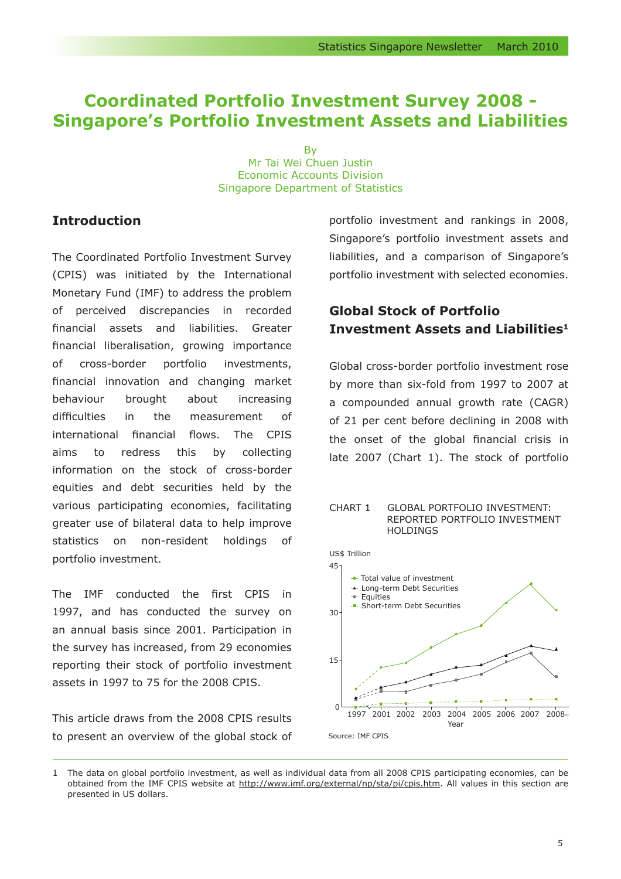# Coordinated Portfolio Investment Survey 2008 - Singapore's Portfolio Investment Assets and Liabilities

By
Mr Tai Wei Chuen Justin
Economic Accounts Division
Singapore Department of Statistics

## Introduction

The Coordinated Portfolio Investment Survey (CPIS) was initiated by the International Monetary Fund (IMF) to address the problem of perceived discrepancies in recorded financial assets and liabilities. Greater financial liberalisation, growing importance of cross-border portfolio investments, financial innovation and changing market behaviour brought about increasing difficulties in the measurement of international financial flows. The CPIS aims to redress this by collecting information on the stock of cross-border equities and debt securities held by the various participating economies, facilitating greater use of bilateral data to help improve statistics on non-resident holdings of portfolio investment.

The IMF conducted the first CPIS in 1997, and has conducted the survey on an annual basis since 2001. Participation in the survey has increased, from 29 economies reporting their stock of portfolio investment assets in 1997 to 75 for the 2008 CPIS.

This article draws from the 2008 CPIS results to present an overview of the global stock of portfolio investment and rankings in 2008, Singapore's portfolio investment assets and liabilities, and a comparison of Singapore's portfolio investment with selected economies.

## Global Stock of Portfolio Investment Assets and Liabilities[1]

Global cross-border portfolio investment rose by more than six-fold from 1997 to 2007 at a compounded annual growth rate (CAGR) of 21 per cent before declining in 2008 with the onset of the global financial crisis in late 2007 (Chart 1). The stock of portfolio

CHART 1 GLOBAL PORTFOLIO INVESTMENT: REPORTED PORTFOLIO INVESTMENT HOLDINGS

Source: IMF CPIS

---

1 The data on global portfolio investment, as well as individual data from all 2008 CPIS participating economies, can be obtained from the IMF CPIS website at http://www.imf.org/external/np/sta/pi/cpis.htm. All values in this section are presented in US dollars.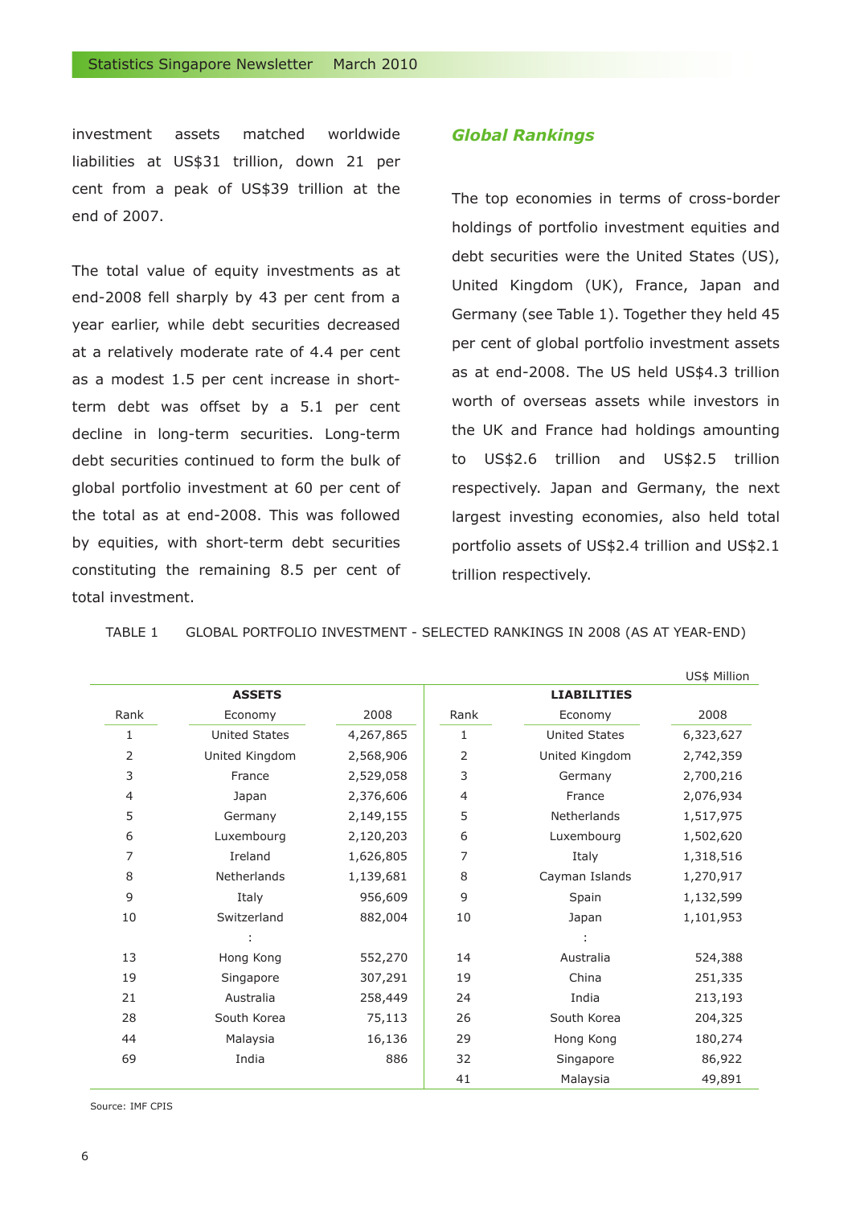investment assets matched worldwide liabilities at US$31 trillion, down 21 per cent from a peak of US$39 trillion at the end of 2007.

The total value of equity investments as at end-2008 fell sharply by 43 per cent from a year earlier, while debt securities decreased at a relatively moderate rate of 4.4 per cent as a modest 1.5 per cent increase in short-term debt was offset by a 5.1 per cent decline in long-term securities. Long-term debt securities continued to form the bulk of global portfolio investment at 60 per cent of the total as at end-2008. This was followed by equities, with short-term debt securities constituting the remaining 8.5 per cent of total investment.

## *Global Rankings*

The top economies in terms of cross-border holdings of portfolio investment equities and debt securities were the United States (US), United Kingdom (UK), France, Japan and Germany (see Table 1). Together they held 45 per cent of global portfolio investment assets as at end-2008. The US held US$4.3 trillion worth of overseas assets while investors in the UK and France had holdings amounting to US$2.6 trillion and US$2.5 trillion respectively. Japan and Germany, the next largest investing economies, also held total portfolio assets of US$2.4 trillion and US$2.1 trillion respectively.

TABLE 1 GLOBAL PORTFOLIO INVESTMENT - SELECTED RANKINGS IN 2008 (AS AT YEAR-END)

US$ Million

| **ASSETS** | | | **LIABILITIES** | | |
|---|---|---|---|---|---|
| Rank | Economy | 2008 | Rank | Economy | 2008 |
| 1 | United States | 4,267,865 | 1 | United States | 6,323,627 |
| 2 | United Kingdom | 2,568,906 | 2 | United Kingdom | 2,742,359 |
| 3 | France | 2,529,058 | 3 | Germany | 2,700,216 |
| 4 | Japan | 2,376,606 | 4 | France | 2,076,934 |
| 5 | Germany | 2,149,155 | 5 | Netherlands | 1,517,975 |
| 6 | Luxembourg | 2,120,203 | 6 | Luxembourg | 1,502,620 |
| 7 | Ireland | 1,626,805 | 7 | Italy | 1,318,516 |
| 8 | Netherlands | 1,139,681 | 8 | Cayman Islands | 1,270,917 |
| 9 | Italy | 956,609 | 9 | Spain | 1,132,599 |
| 10 | Switzerland | 882,004 | 10 | Japan | 1,101,953 |
| | : | | | : | |
| 13 | Hong Kong | 552,270 | 14 | Australia | 524,388 |
| 19 | Singapore | 307,291 | 19 | China | 251,335 |
| 21 | Australia | 258,449 | 24 | India | 213,193 |
| 28 | South Korea | 75,113 | 26 | South Korea | 204,325 |
| 44 | Malaysia | 16,136 | 29 | Hong Kong | 180,274 |
| 69 | India | 886 | 32 | Singapore | 86,922 |
| | | | 41 | Malaysia | 49,891 |

Source: IMF CPIS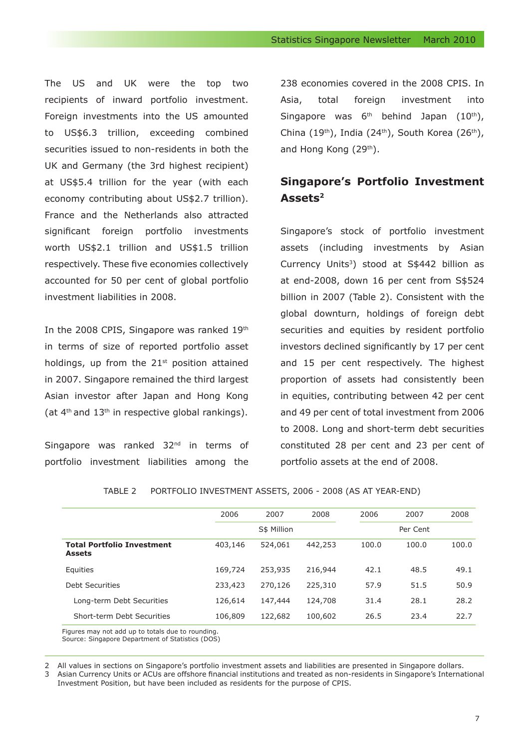The US and UK were the top two recipients of inward portfolio investment. Foreign investments into the US amounted to US$6.3 trillion, exceeding combined securities issued to non-residents in both the UK and Germany (the 3rd highest recipient) at US$5.4 trillion for the year (with each economy contributing about US$2.7 trillion). France and the Netherlands also attracted significant foreign portfolio investments worth US$2.1 trillion and US$1.5 trillion respectively. These five economies collectively accounted for 50 per cent of global portfolio investment liabilities in 2008.

In the 2008 CPIS, Singapore was ranked 19th in terms of size of reported portfolio asset holdings, up from the 21st position attained in 2007. Singapore remained the third largest Asian investor after Japan and Hong Kong (at 4th and 13th in respective global rankings).

Singapore was ranked 32nd in terms of portfolio investment liabilities among the 238 economies covered in the 2008 CPIS. In Asia, total foreign investment into Singapore was 6th behind Japan (10th), China (19th), India (24th), South Korea (26th), and Hong Kong (29th).

## Singapore's Portfolio Investment Assets[2]

Singapore's stock of portfolio investment assets (including investments by Asian Currency Units[3]) stood at S$442 billion as at end-2008, down 16 per cent from S$524 billion in 2007 (Table 2). Consistent with the global downturn, holdings of foreign debt securities and equities by resident portfolio investors declined significantly by 17 per cent and 15 per cent respectively. The highest proportion of assets had consistently been in equities, contributing between 42 per cent and 49 per cent of total investment from 2006 to 2008. Long and short-term debt securities constituted 28 per cent and 23 per cent of portfolio assets at the end of 2008.

TABLE 2 PORTFOLIO INVESTMENT ASSETS, 2006 - 2008 (AS AT YEAR-END)

| | 2006 | 2007 | 2008 | 2006 | 2007 | 2008 |
|---|---|---|---|---|---|---|
| | S$ Million | | | Per Cent | | |
| **Total Portfolio Investment Assets** | 403,146 | 524,061 | 442,253 | 100.0 | 100.0 | 100.0 |
| Equities | 169,724 | 253,935 | 216,944 | 42.1 | 48.5 | 49.1 |
| Debt Securities | 233,423 | 270,126 | 225,310 | 57.9 | 51.5 | 50.9 |
| Long-term Debt Securities | 126,614 | 147,444 | 124,708 | 31.4 | 28.1 | 28.2 |
| Short-term Debt Securities | 106,809 | 122,682 | 100,602 | 26.5 | 23.4 | 22.7 |

Figures may not add up to totals due to rounding.
Source: Singapore Department of Statistics (DOS)

2 All values in sections on Singapore's portfolio investment assets and liabilities are presented in Singapore dollars.

3 Asian Currency Units or ACUs are offshore financial institutions and treated as non-residents in Singapore's International Investment Position, but have been included as residents for the purpose of CPIS.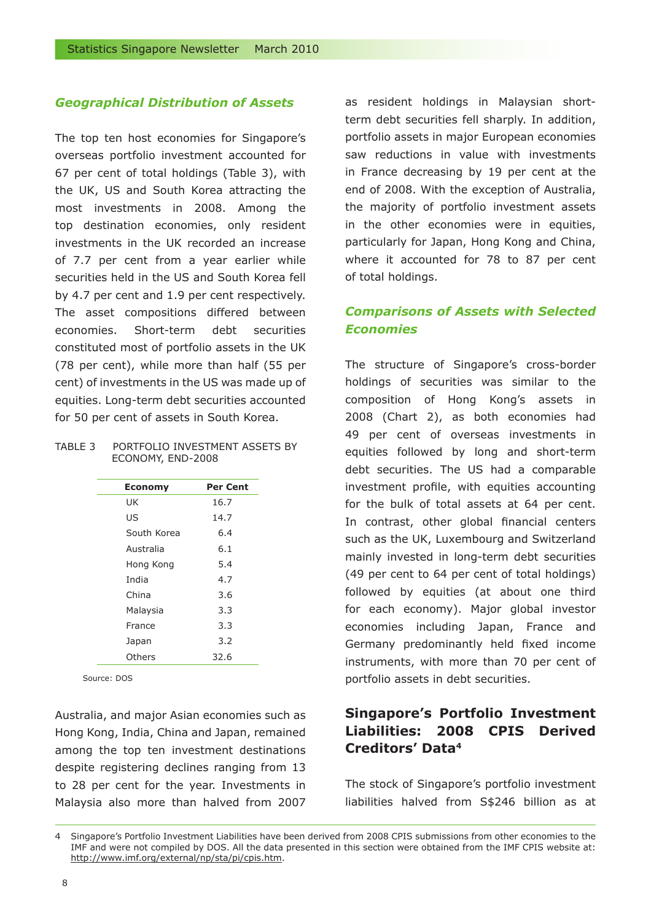### *Geographical Distribution of Assets*

The top ten host economies for Singapore's overseas portfolio investment accounted for 67 per cent of total holdings (Table 3), with the UK, US and South Korea attracting the most investments in 2008. Among the top destination economies, only resident investments in the UK recorded an increase of 7.7 per cent from a year earlier while securities held in the US and South Korea fell by 4.7 per cent and 1.9 per cent respectively. The asset compositions differed between economies. Short-term debt securities constituted most of portfolio assets in the UK (78 per cent), while more than half (55 per cent) of investments in the US was made up of equities. Long-term debt securities accounted for 50 per cent of assets in South Korea.

TABLE 3 PORTFOLIO INVESTMENT ASSETS BY ECONOMY, END-2008

| Economy | Per Cent |
|---|---|
| UK | 16.7 |
| US | 14.7 |
| South Korea | 6.4 |
| Australia | 6.1 |
| Hong Kong | 5.4 |
| India | 4.7 |
| China | 3.6 |
| Malaysia | 3.3 |
| France | 3.3 |
| Japan | 3.2 |
| Others | 32.6 |

Source: DOS

Australia, and major Asian economies such as Hong Kong, India, China and Japan, remained among the top ten investment destinations despite registering declines ranging from 13 to 28 per cent for the year. Investments in Malaysia also more than halved from 2007 as resident holdings in Malaysian short-term debt securities fell sharply. In addition, portfolio assets in major European economies saw reductions in value with investments in France decreasing by 19 per cent at the end of 2008. With the exception of Australia, the majority of portfolio investment assets in the other economies were in equities, particularly for Japan, Hong Kong and China, where it accounted for 78 to 87 per cent of total holdings.

### *Comparisons of Assets with Selected Economies*

The structure of Singapore's cross-border holdings of securities was similar to the composition of Hong Kong's assets in 2008 (Chart 2), as both economies had 49 per cent of overseas investments in equities followed by long and short-term debt securities. The US had a comparable investment profile, with equities accounting for the bulk of total assets at 64 per cent. In contrast, other global financial centers such as the UK, Luxembourg and Switzerland mainly invested in long-term debt securities (49 per cent to 64 per cent of total holdings) followed by equities (at about one third for each economy). Major global investor economies including Japan, France and Germany predominantly held fixed income instruments, with more than 70 per cent of portfolio assets in debt securities.

## Singapore's Portfolio Investment Liabilities: 2008 CPIS Derived Creditors' Data[4]

The stock of Singapore's portfolio investment liabilities halved from S$246 billion as at

4 Singapore's Portfolio Investment Liabilities have been derived from 2008 CPIS submissions from other economies to the IMF and were not compiled by DOS. All the data presented in this section were obtained from the IMF CPIS website at: http://www.imf.org/external/np/sta/pi/cpis.htm.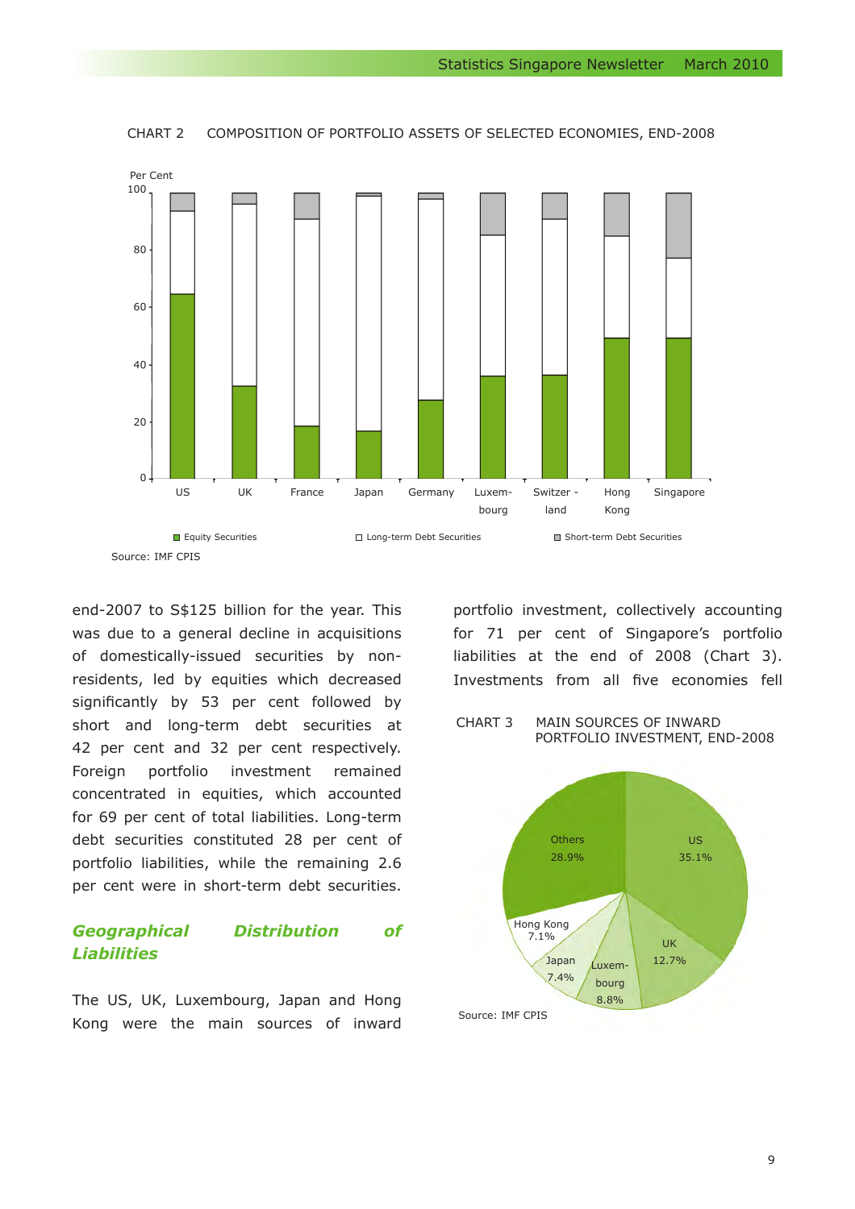CHART 2 COMPOSITION OF PORTFOLIO ASSETS OF SELECTED ECONOMIES, END-2008

Source: IMF CPIS

end-2007 to S$125 billion for the year. This was due to a general decline in acquisitions of domestically-issued securities by non-residents, led by equities which decreased significantly by 53 per cent followed by short and long-term debt securities at 42 per cent and 32 per cent respectively. Foreign portfolio investment remained concentrated in equities, which accounted for 69 per cent of total liabilities. Long-term debt securities constituted 28 per cent of portfolio liabilities, while the remaining 2.6 per cent were in short-term debt securities.

## *Geographical Distribution of Liabilities*

The US, UK, Luxembourg, Japan and Hong Kong were the main sources of inward portfolio investment, collectively accounting for 71 per cent of Singapore's portfolio liabilities at the end of 2008 (Chart 3). Investments from all five economies fell

CHART 3 MAIN SOURCES OF INWARD PORTFOLIO INVESTMENT, END-2008

Source: IMF CPIS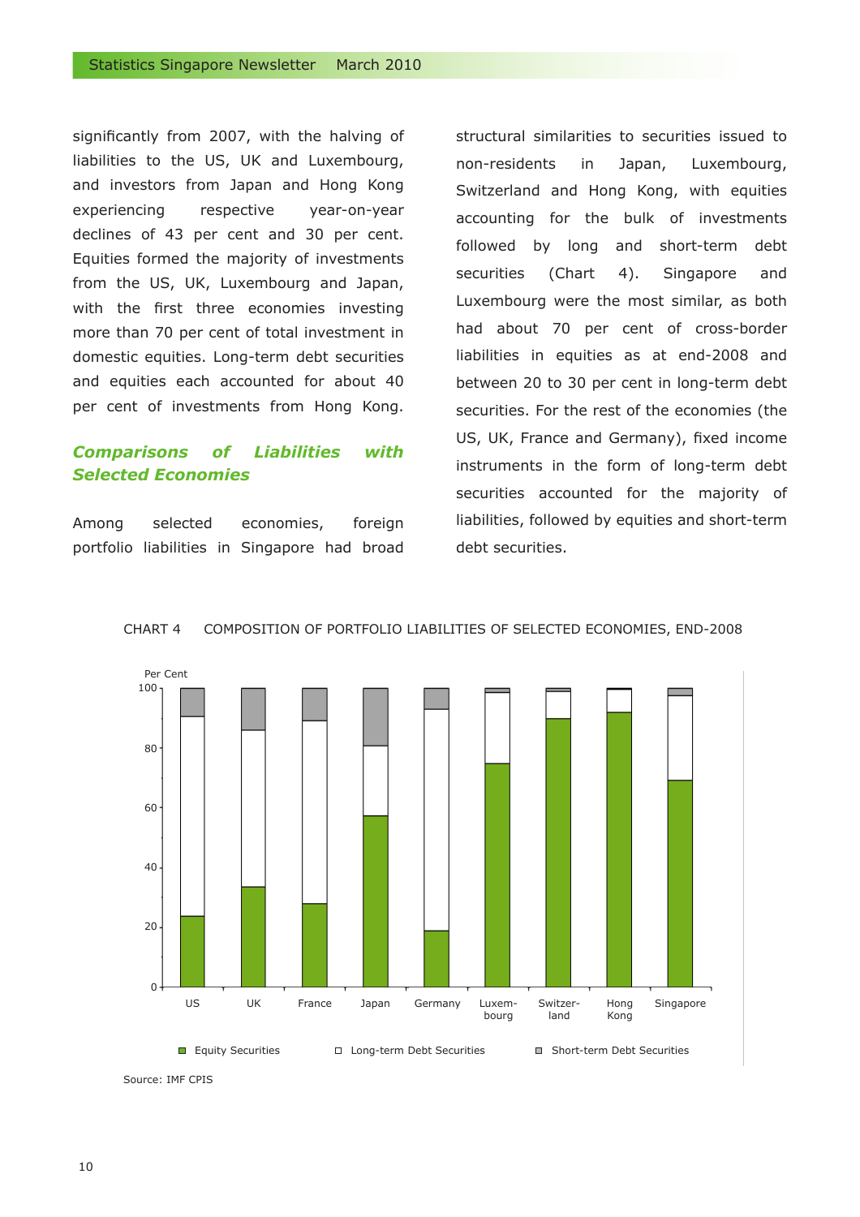significantly from 2007, with the halving of liabilities to the US, UK and Luxembourg, and investors from Japan and Hong Kong experiencing respective year-on-year declines of 43 per cent and 30 per cent. Equities formed the majority of investments from the US, UK, Luxembourg and Japan, with the first three economies investing more than 70 per cent of total investment in domestic equities. Long-term debt securities and equities each accounted for about 40 per cent of investments from Hong Kong.

### *Comparisons of Liabilities with Selected Economies*

Among selected economies, foreign portfolio liabilities in Singapore had broad structural similarities to securities issued to non-residents in Japan, Luxembourg, Switzerland and Hong Kong, with equities accounting for the bulk of investments followed by long and short-term debt securities (Chart 4). Singapore and Luxembourg were the most similar, as both had about 70 per cent of cross-border liabilities in equities as at end-2008 and between 20 to 30 per cent in long-term debt securities. For the rest of the economies (the US, UK, France and Germany), fixed income instruments in the form of long-term debt securities accounted for the majority of liabilities, followed by equities and short-term debt securities.

CHART 4 COMPOSITION OF PORTFOLIO LIABILITIES OF SELECTED ECONOMIES, END-2008

Per Cent

Legend: Equity Securities; Long-term Debt Securities; Short-term Debt Securities

Economies: US, UK, France, Japan, Germany, Luxembourg, Switzerland, Hong Kong, Singapore

Source: IMF CPIS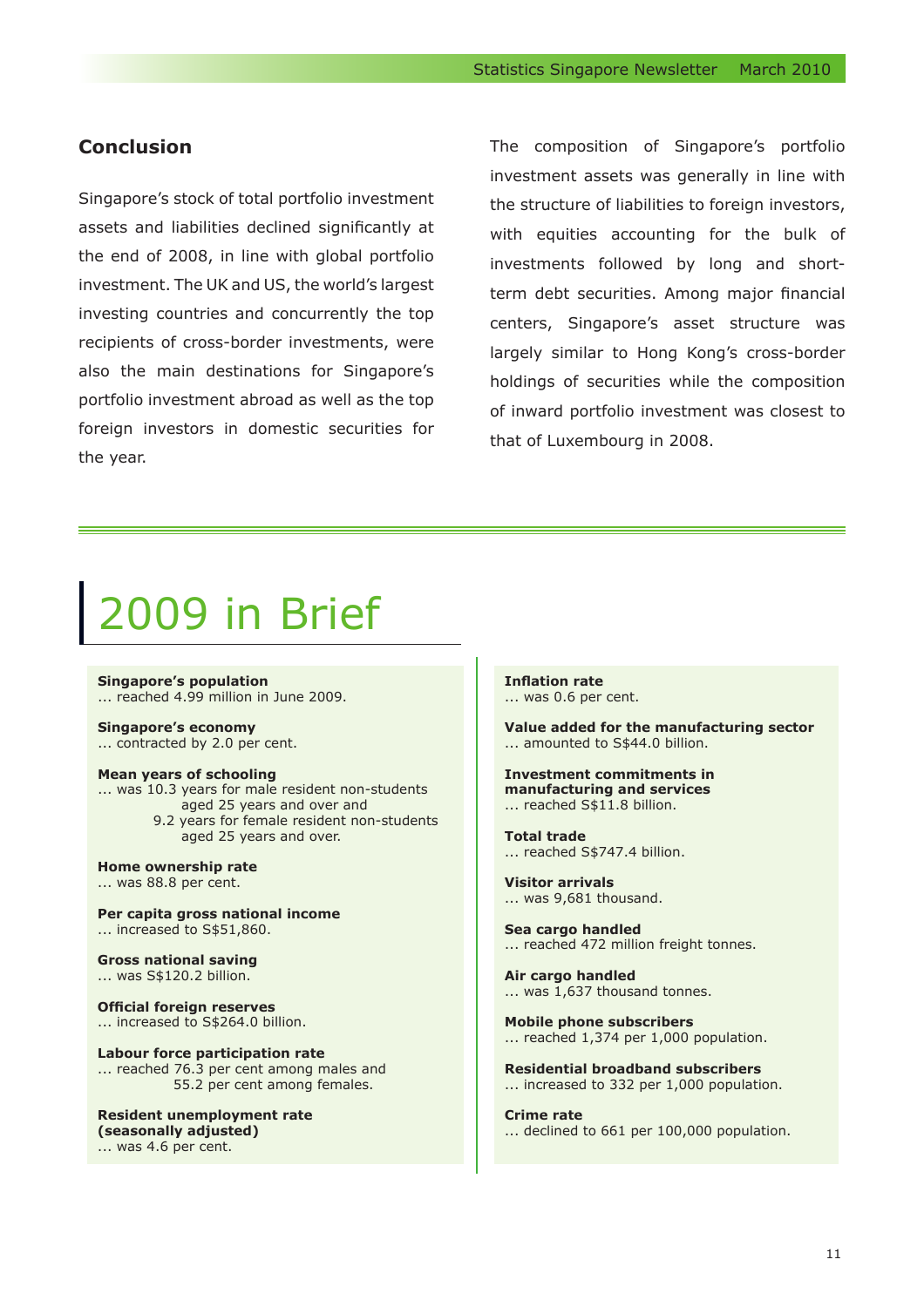## Conclusion

Singapore's stock of total portfolio investment assets and liabilities declined significantly at the end of 2008, in line with global portfolio investment. The UK and US, the world's largest investing countries and concurrently the top recipients of cross-border investments, were also the main destinations for Singapore's portfolio investment abroad as well as the top foreign investors in domestic securities for the year.

The composition of Singapore's portfolio investment assets was generally in line with the structure of liabilities to foreign investors, with equities accounting for the bulk of investments followed by long and short-term debt securities. Among major financial centers, Singapore's asset structure was largely similar to Hong Kong's cross-border holdings of securities while the composition of inward portfolio investment was closest to that of Luxembourg in 2008.

# 2009 in Brief

**Singapore's population**
... reached 4.99 million in June 2009.

**Singapore's economy**
... contracted by 2.0 per cent.

**Mean years of schooling**
... was 10.3 years for male resident non-students aged 25 years and over and
9.2 years for female resident non-students aged 25 years and over.

**Home ownership rate**
... was 88.8 per cent.

**Per capita gross national income**
... increased to S$51,860.

**Gross national saving**
... was S$120.2 billion.

**Official foreign reserves**
... increased to S$264.0 billion.

**Labour force participation rate**
... reached 76.3 per cent among males and
55.2 per cent among females.

**Resident unemployment rate (seasonally adjusted)**
... was 4.6 per cent.

**Inflation rate**
... was 0.6 per cent.

**Value added for the manufacturing sector**
... amounted to S$44.0 billion.

**Investment commitments in manufacturing and services**
... reached S$11.8 billion.

**Total trade**
... reached S$747.4 billion.

**Visitor arrivals**
... was 9,681 thousand.

**Sea cargo handled**
... reached 472 million freight tonnes.

**Air cargo handled**
... was 1,637 thousand tonnes.

**Mobile phone subscribers**
... reached 1,374 per 1,000 population.

**Residential broadband subscribers**
... increased to 332 per 1,000 population.

**Crime rate**
... declined to 661 per 100,000 population.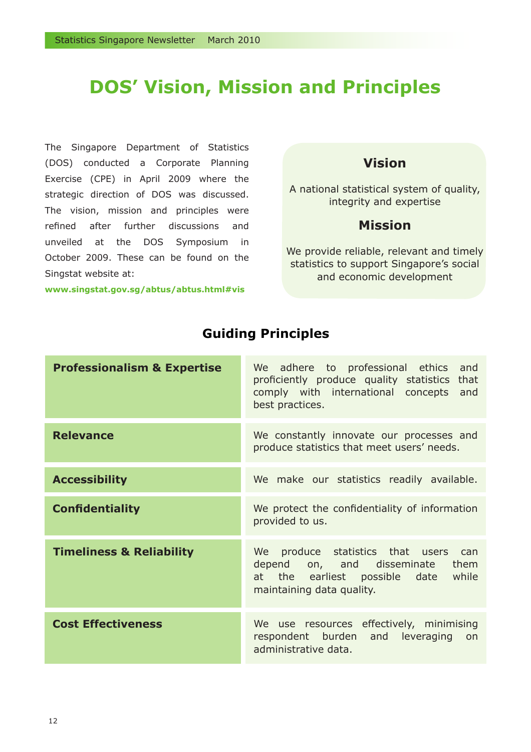# DOS' Vision, Mission and Principles

The Singapore Department of Statistics (DOS) conducted a Corporate Planning Exercise (CPE) in April 2009 where the strategic direction of DOS was discussed. The vision, mission and principles were refined after further discussions and unveiled at the DOS Symposium in October 2009. These can be found on the Singstat website at:

**www.singstat.gov.sg/abtus/abtus.html#vis**

## Vision

A national statistical system of quality, integrity and expertise

## Mission

We provide reliable, relevant and timely statistics to support Singapore's social and economic development

## Guiding Principles

| Principle | Description |
|---|---|
| **Professionalism & Expertise** | We adhere to professional ethics and proficiently produce quality statistics that comply with international concepts and best practices. |
| **Relevance** | We constantly innovate our processes and produce statistics that meet users' needs. |
| **Accessibility** | We make our statistics readily available. |
| **Confidentiality** | We protect the confidentiality of information provided to us. |
| **Timeliness & Reliability** | We produce statistics that users can depend on, and disseminate them at the earliest possible date while maintaining data quality. |
| **Cost Effectiveness** | We use resources effectively, minimising respondent burden and leveraging on administrative data. |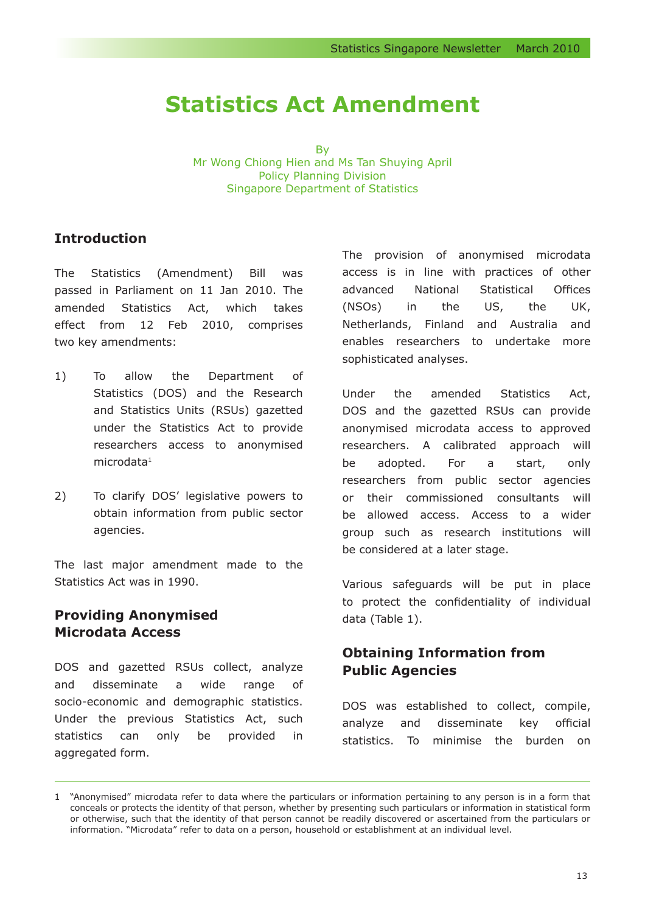# Statistics Act Amendment

By
Mr Wong Chiong Hien and Ms Tan Shuying April
Policy Planning Division
Singapore Department of Statistics

## Introduction

The Statistics (Amendment) Bill was passed in Parliament on 11 Jan 2010. The amended Statistics Act, which takes effect from 12 Feb 2010, comprises two key amendments:

1) To allow the Department of Statistics (DOS) and the Research and Statistics Units (RSUs) gazetted under the Statistics Act to provide researchers access to anonymised microdata[1]

2) To clarify DOS' legislative powers to obtain information from public sector agencies.

The last major amendment made to the Statistics Act was in 1990.

## Providing Anonymised Microdata Access

DOS and gazetted RSUs collect, analyze and disseminate a wide range of socio-economic and demographic statistics. Under the previous Statistics Act, such statistics can only be provided in aggregated form.

The provision of anonymised microdata access is in line with practices of other advanced National Statistical Offices (NSOs) in the US, the UK, Netherlands, Finland and Australia and enables researchers to undertake more sophisticated analyses.

Under the amended Statistics Act, DOS and the gazetted RSUs can provide anonymised microdata access to approved researchers. A calibrated approach will be adopted. For a start, only researchers from public sector agencies or their commissioned consultants will be allowed access. Access to a wider group such as research institutions will be considered at a later stage.

Various safeguards will be put in place to protect the confidentiality of individual data (Table 1).

## Obtaining Information from Public Agencies

DOS was established to collect, compile, analyze and disseminate key official statistics. To minimise the burden on

---

1 "Anonymised" microdata refer to data where the particulars or information pertaining to any person is in a form that conceals or protects the identity of that person, whether by presenting such particulars or information in statistical form or otherwise, such that the identity of that person cannot be readily discovered or ascertained from the particulars or information. "Microdata" refer to data on a person, household or establishment at an individual level.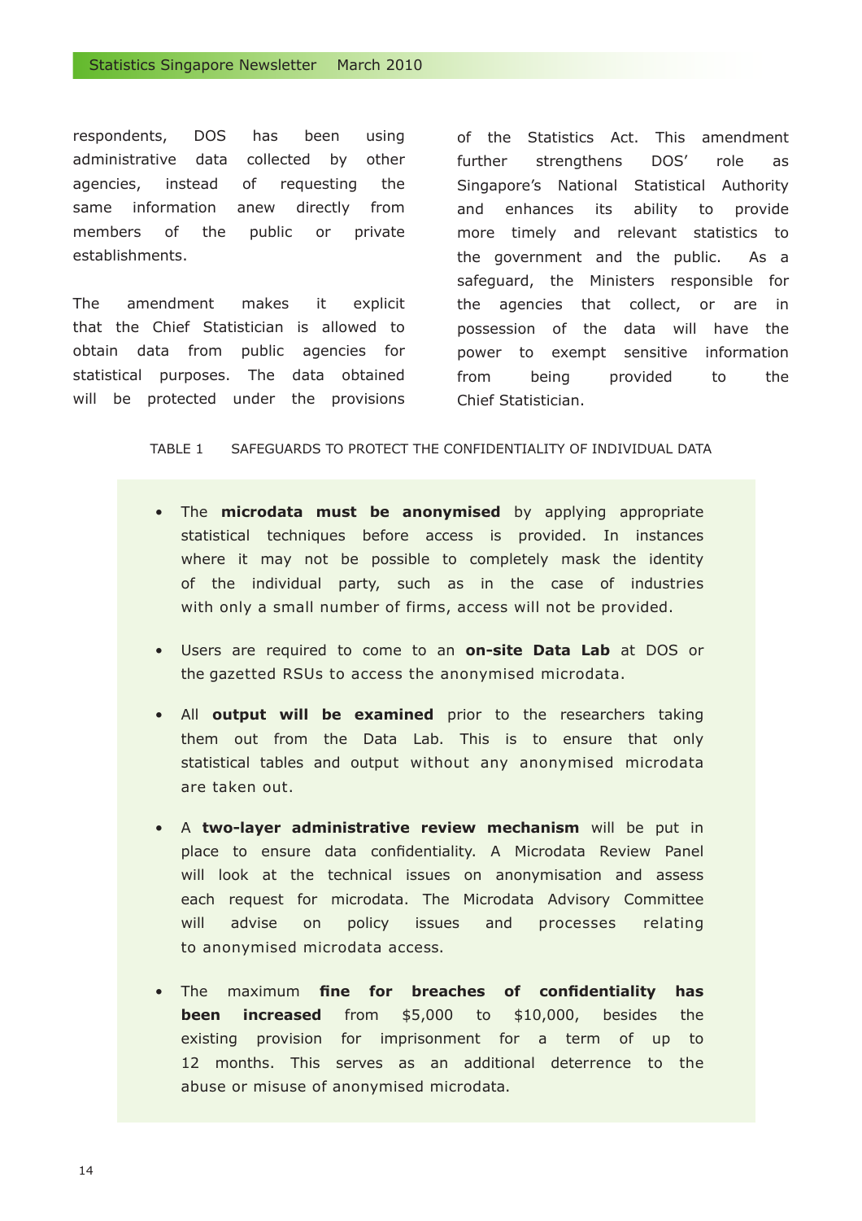respondents, DOS has been using administrative data collected by other agencies, instead of requesting the same information anew directly from members of the public or private establishments.

The amendment makes it explicit that the Chief Statistician is allowed to obtain data from public agencies for statistical purposes. The data obtained will be protected under the provisions of the Statistics Act. This amendment further strengthens DOS' role as Singapore's National Statistical Authority and enhances its ability to provide more timely and relevant statistics to the government and the public. As a safeguard, the Ministers responsible for the agencies that collect, or are in possession of the data will have the power to exempt sensitive information from being provided to the Chief Statistician.

TABLE 1 SAFEGUARDS TO PROTECT THE CONFIDENTIALITY OF INDIVIDUAL DATA

- The **microdata must be anonymised** by applying appropriate statistical techniques before access is provided. In instances where it may not be possible to completely mask the identity of the individual party, such as in the case of industries with only a small number of firms, access will not be provided.

- Users are required to come to an **on-site Data Lab** at DOS or the gazetted RSUs to access the anonymised microdata.

- All **output will be examined** prior to the researchers taking them out from the Data Lab. This is to ensure that only statistical tables and output without any anonymised microdata are taken out.

- A **two-layer administrative review mechanism** will be put in place to ensure data confidentiality. A Microdata Review Panel will look at the technical issues on anonymisation and assess each request for microdata. The Microdata Advisory Committee will advise on policy issues and processes relating to anonymised microdata access.

- The maximum **fine for breaches of confidentiality has been increased** from $5,000 to $10,000, besides the existing provision for imprisonment for a term of up to 12 months. This serves as an additional deterrence to the abuse or misuse of anonymised microdata.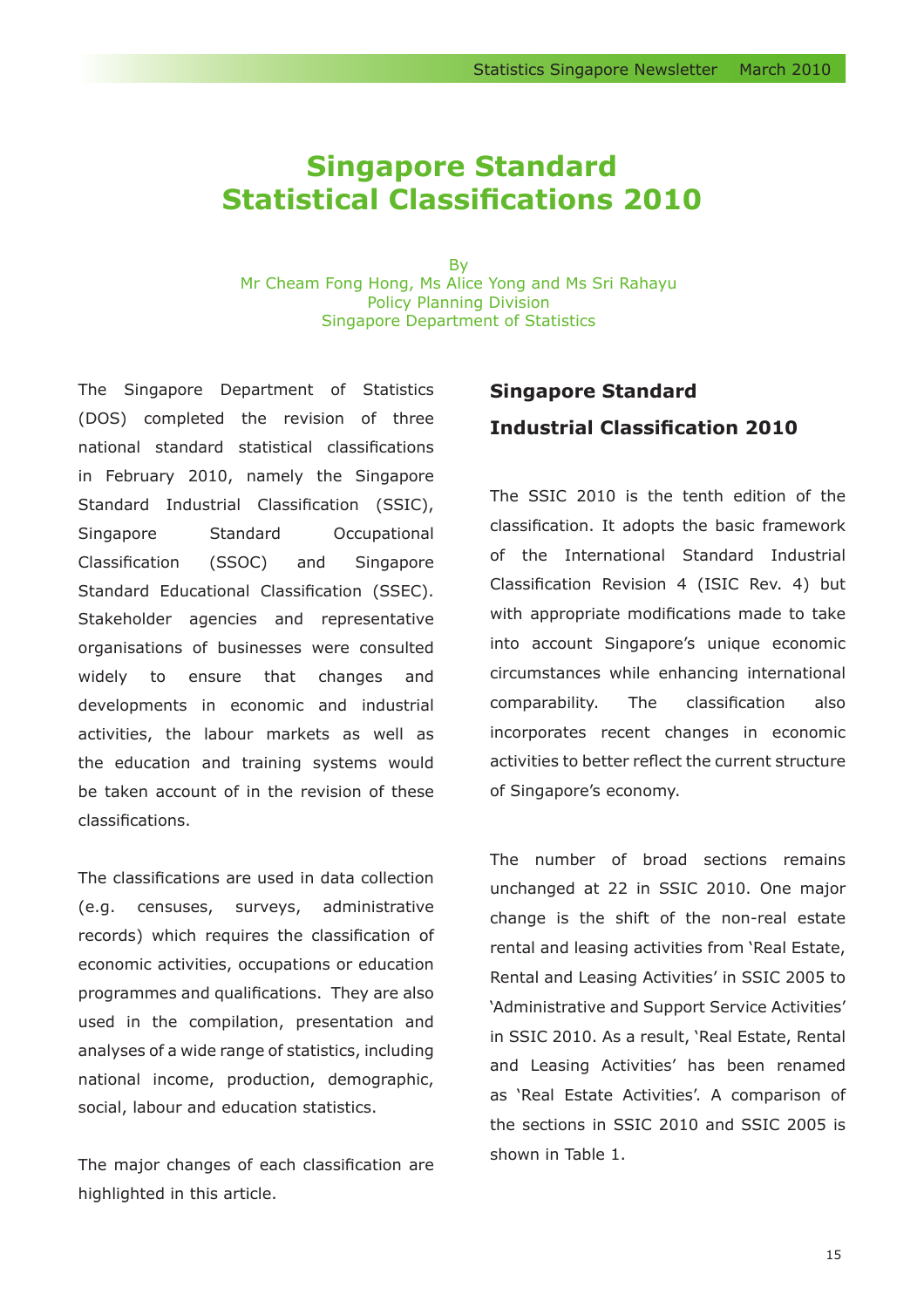# Singapore Standard Statistical Classifications 2010

By
Mr Cheam Fong Hong, Ms Alice Yong and Ms Sri Rahayu
Policy Planning Division
Singapore Department of Statistics

The Singapore Department of Statistics (DOS) completed the revision of three national standard statistical classifications in February 2010, namely the Singapore Standard Industrial Classification (SSIC), Singapore Standard Occupational Classification (SSOC) and Singapore Standard Educational Classification (SSEC). Stakeholder agencies and representative organisations of businesses were consulted widely to ensure that changes and developments in economic and industrial activities, the labour markets as well as the education and training systems would be taken account of in the revision of these classifications.

The classifications are used in data collection (e.g. censuses, surveys, administrative records) which requires the classification of economic activities, occupations or education programmes and qualifications. They are also used in the compilation, presentation and analyses of a wide range of statistics, including national income, production, demographic, social, labour and education statistics.

The major changes of each classification are highlighted in this article.

## Singapore Standard Industrial Classification 2010

The SSIC 2010 is the tenth edition of the classification. It adopts the basic framework of the International Standard Industrial Classification Revision 4 (ISIC Rev. 4) but with appropriate modifications made to take into account Singapore's unique economic circumstances while enhancing international comparability. The classification also incorporates recent changes in economic activities to better reflect the current structure of Singapore's economy.

The number of broad sections remains unchanged at 22 in SSIC 2010. One major change is the shift of the non-real estate rental and leasing activities from 'Real Estate, Rental and Leasing Activities' in SSIC 2005 to 'Administrative and Support Service Activities' in SSIC 2010. As a result, 'Real Estate, Rental and Leasing Activities' has been renamed as 'Real Estate Activities'. A comparison of the sections in SSIC 2010 and SSIC 2005 is shown in Table 1.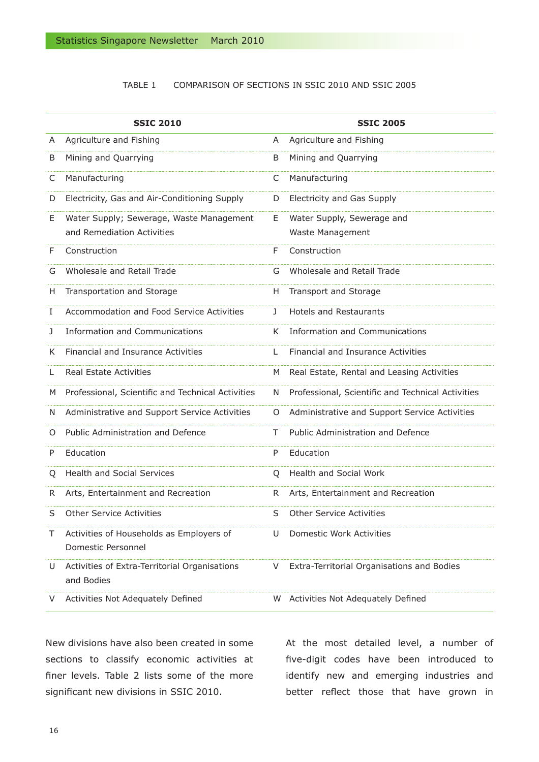TABLE 1 COMPARISON OF SECTIONS IN SSIC 2010 AND SSIC 2005

| | SSIC 2010 | | SSIC 2005 |
|---|---|---|---|
| A | Agriculture and Fishing | A | Agriculture and Fishing |
| B | Mining and Quarrying | B | Mining and Quarrying |
| C | Manufacturing | C | Manufacturing |
| D | Electricity, Gas and Air-Conditioning Supply | D | Electricity and Gas Supply |
| E | Water Supply; Sewerage, Waste Management and Remediation Activities | E | Water Supply, Sewerage and Waste Management |
| F | Construction | F | Construction |
| G | Wholesale and Retail Trade | G | Wholesale and Retail Trade |
| H | Transportation and Storage | H | Transport and Storage |
| I | Accommodation and Food Service Activities | J | Hotels and Restaurants |
| J | Information and Communications | K | Information and Communications |
| K | Financial and Insurance Activities | L | Financial and Insurance Activities |
| L | Real Estate Activities | M | Real Estate, Rental and Leasing Activities |
| M | Professional, Scientific and Technical Activities | N | Professional, Scientific and Technical Activities |
| N | Administrative and Support Service Activities | O | Administrative and Support Service Activities |
| O | Public Administration and Defence | T | Public Administration and Defence |
| P | Education | P | Education |
| Q | Health and Social Services | Q | Health and Social Work |
| R | Arts, Entertainment and Recreation | R | Arts, Entertainment and Recreation |
| S | Other Service Activities | S | Other Service Activities |
| T | Activities of Households as Employers of Domestic Personnel | U | Domestic Work Activities |
| U | Activities of Extra-Territorial Organisations and Bodies | V | Extra-Territorial Organisations and Bodies |
| V | Activities Not Adequately Defined | W | Activities Not Adequately Defined |

New divisions have also been created in some sections to classify economic activities at finer levels. Table 2 lists some of the more significant new divisions in SSIC 2010.

At the most detailed level, a number of five-digit codes have been introduced to identify new and emerging industries and better reflect those that have grown in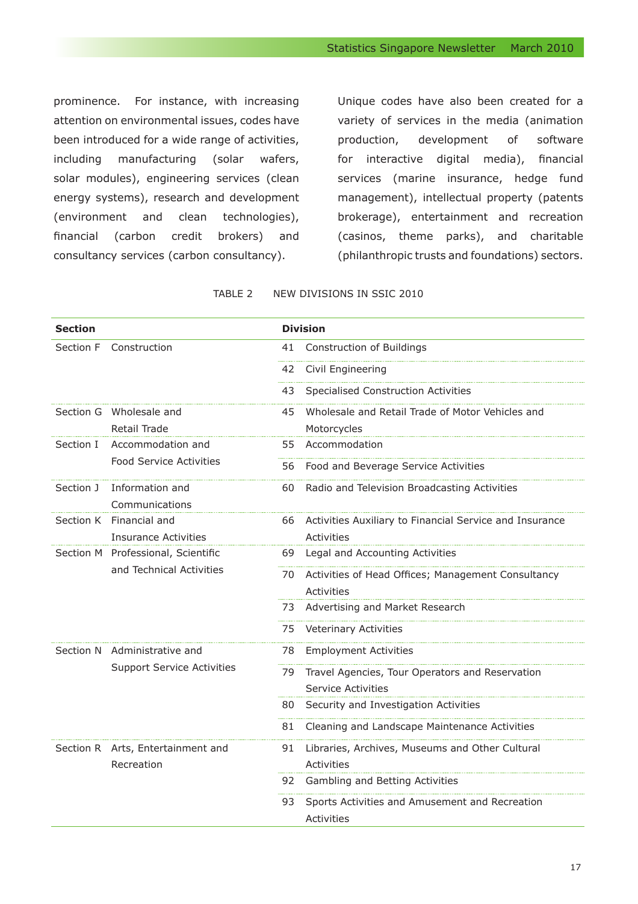prominence. For instance, with increasing attention on environmental issues, codes have been introduced for a wide range of activities, including manufacturing (solar wafers, solar modules), engineering services (clean energy systems), research and development (environment and clean technologies), financial (carbon credit brokers) and consultancy services (carbon consultancy).

Unique codes have also been created for a variety of services in the media (animation production, development of software for interactive digital media), financial services (marine insurance, hedge fund management), intellectual property (patents brokerage), entertainment and recreation (casinos, theme parks), and charitable (philanthropic trusts and foundations) sectors.

TABLE 2 NEW DIVISIONS IN SSIC 2010

| **Section** | | **Division** | |
|---|---|---|---|
| Section F | Construction | 41 | Construction of Buildings |
| | | 42 | Civil Engineering |
| | | 43 | Specialised Construction Activities |
| Section G | Wholesale and Retail Trade | 45 | Wholesale and Retail Trade of Motor Vehicles and Motorcycles |
| Section I | Accommodation and Food Service Activities | 55 | Accommodation |
| | | 56 | Food and Beverage Service Activities |
| Section J | Information and Communications | 60 | Radio and Television Broadcasting Activities |
| Section K | Financial and Insurance Activities | 66 | Activities Auxiliary to Financial Service and Insurance Activities |
| Section M | Professional, Scientific and Technical Activities | 69 | Legal and Accounting Activities |
| | | 70 | Activities of Head Offices; Management Consultancy Activities |
| | | 73 | Advertising and Market Research |
| | | 75 | Veterinary Activities |
| Section N | Administrative and Support Service Activities | 78 | Employment Activities |
| | | 79 | Travel Agencies, Tour Operators and Reservation Service Activities |
| | | 80 | Security and Investigation Activities |
| | | 81 | Cleaning and Landscape Maintenance Activities |
| Section R | Arts, Entertainment and Recreation | 91 | Libraries, Archives, Museums and Other Cultural Activities |
| | | 92 | Gambling and Betting Activities |
| | | 93 | Sports Activities and Amusement and Recreation Activities |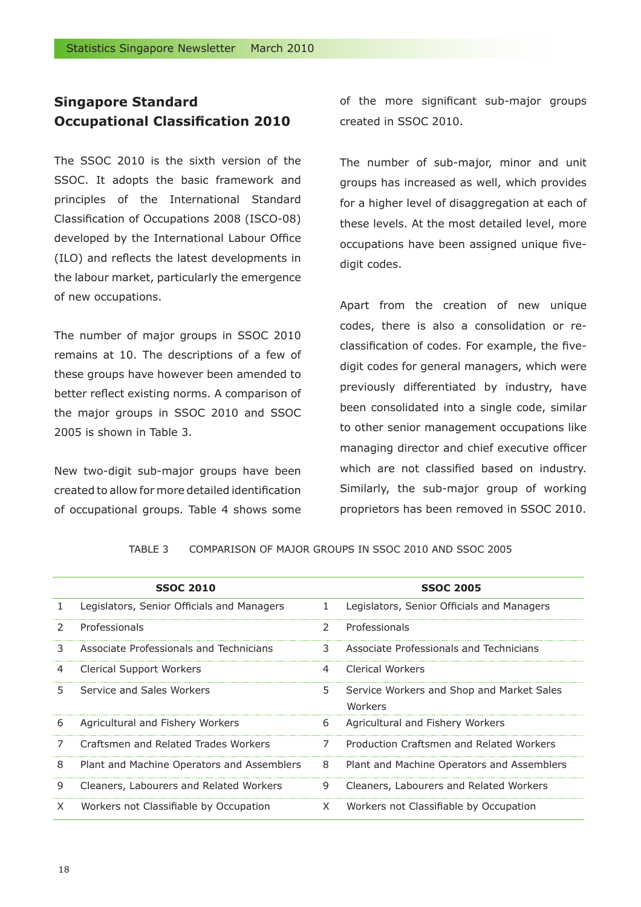## Singapore Standard Occupational Classification 2010

The SSOC 2010 is the sixth version of the SSOC. It adopts the basic framework and principles of the International Standard Classification of Occupations 2008 (ISCO-08) developed by the International Labour Office (ILO) and reflects the latest developments in the labour market, particularly the emergence of new occupations.

The number of major groups in SSOC 2010 remains at 10. The descriptions of a few of these groups have however been amended to better reflect existing norms. A comparison of the major groups in SSOC 2010 and SSOC 2005 is shown in Table 3.

New two-digit sub-major groups have been created to allow for more detailed identification of occupational groups. Table 4 shows some of the more significant sub-major groups created in SSOC 2010.

The number of sub-major, minor and unit groups has increased as well, which provides for a higher level of disaggregation at each of these levels. At the most detailed level, more occupations have been assigned unique five-digit codes.

Apart from the creation of new unique codes, there is also a consolidation or re-classification of codes. For example, the five-digit codes for general managers, which were previously differentiated by industry, have been consolidated into a single code, similar to other senior management occupations like managing director and chief executive officer which are not classified based on industry. Similarly, the sub-major group of working proprietors has been removed in SSOC 2010.

TABLE 3 COMPARISON OF MAJOR GROUPS IN SSOC 2010 AND SSOC 2005

| | SSOC 2010 | | SSOC 2005 |
|---|---|---|---|
| 1 | Legislators, Senior Officials and Managers | 1 | Legislators, Senior Officials and Managers |
| 2 | Professionals | 2 | Professionals |
| 3 | Associate Professionals and Technicians | 3 | Associate Professionals and Technicians |
| 4 | Clerical Support Workers | 4 | Clerical Workers |
| 5 | Service and Sales Workers | 5 | Service Workers and Shop and Market Sales Workers |
| 6 | Agricultural and Fishery Workers | 6 | Agricultural and Fishery Workers |
| 7 | Craftsmen and Related Trades Workers | 7 | Production Craftsmen and Related Workers |
| 8 | Plant and Machine Operators and Assemblers | 8 | Plant and Machine Operators and Assemblers |
| 9 | Cleaners, Labourers and Related Workers | 9 | Cleaners, Labourers and Related Workers |
| X | Workers not Classifiable by Occupation | X | Workers not Classifiable by Occupation |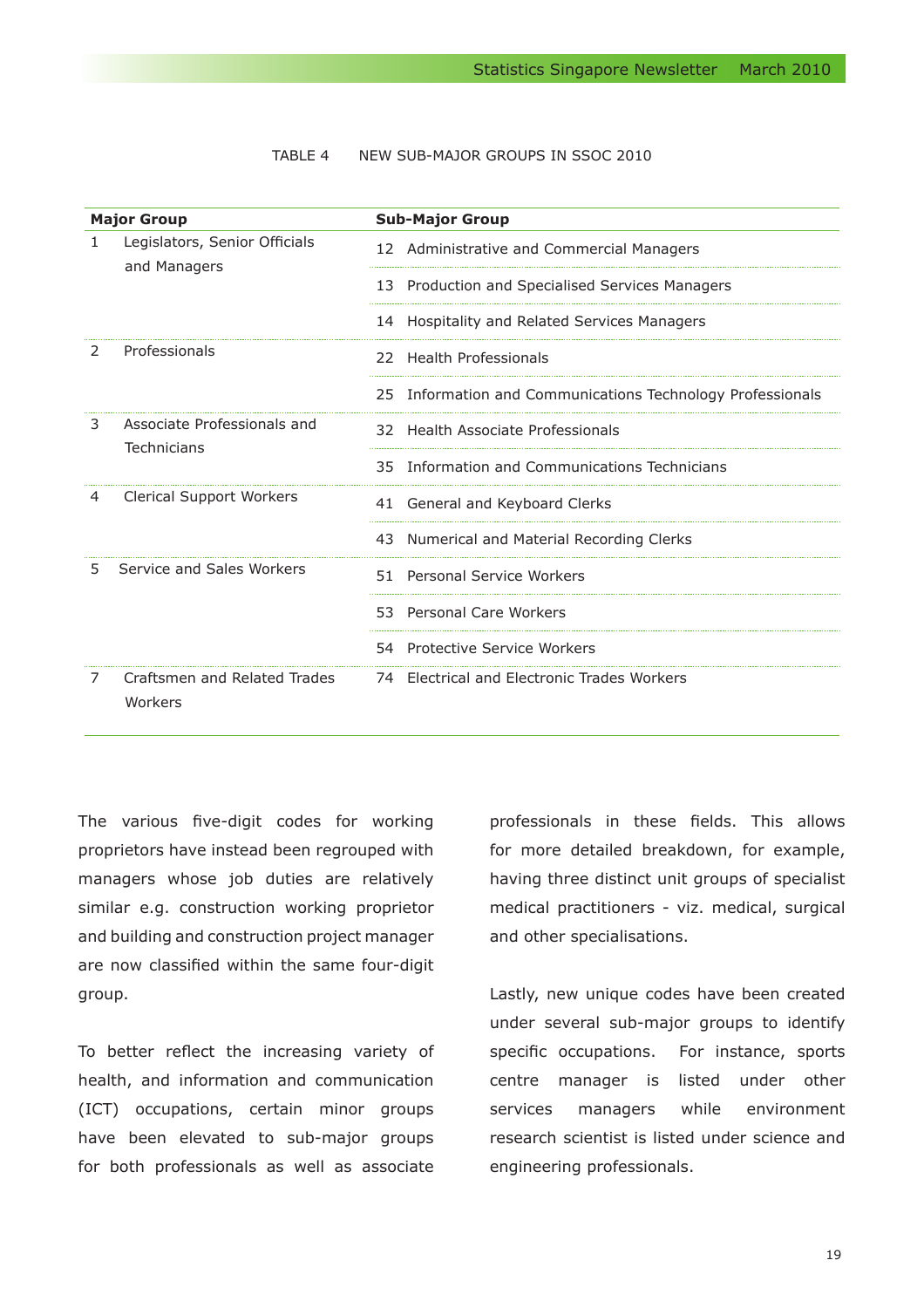TABLE 4 NEW SUB-MAJOR GROUPS IN SSOC 2010

| Major Group | Sub-Major Group |
|---|---|
| 1 Legislators, Senior Officials and Managers | 12 Administrative and Commercial Managers |
| | 13 Production and Specialised Services Managers |
| | 14 Hospitality and Related Services Managers |
| 2 Professionals | 22 Health Professionals |
| | 25 Information and Communications Technology Professionals |
| 3 Associate Professionals and Technicians | 32 Health Associate Professionals |
| | 35 Information and Communications Technicians |
| 4 Clerical Support Workers | 41 General and Keyboard Clerks |
| | 43 Numerical and Material Recording Clerks |
| 5 Service and Sales Workers | 51 Personal Service Workers |
| | 53 Personal Care Workers |
| | 54 Protective Service Workers |
| 7 Craftsmen and Related Trades Workers | 74 Electrical and Electronic Trades Workers |

The various five-digit codes for working proprietors have instead been regrouped with managers whose job duties are relatively similar e.g. construction working proprietor and building and construction project manager are now classified within the same four-digit group.

To better reflect the increasing variety of health, and information and communication (ICT) occupations, certain minor groups have been elevated to sub-major groups for both professionals as well as associate professionals in these fields. This allows for more detailed breakdown, for example, having three distinct unit groups of specialist medical practitioners - viz. medical, surgical and other specialisations.

Lastly, new unique codes have been created under several sub-major groups to identify specific occupations. For instance, sports centre manager is listed under other services managers while environment research scientist is listed under science and engineering professionals.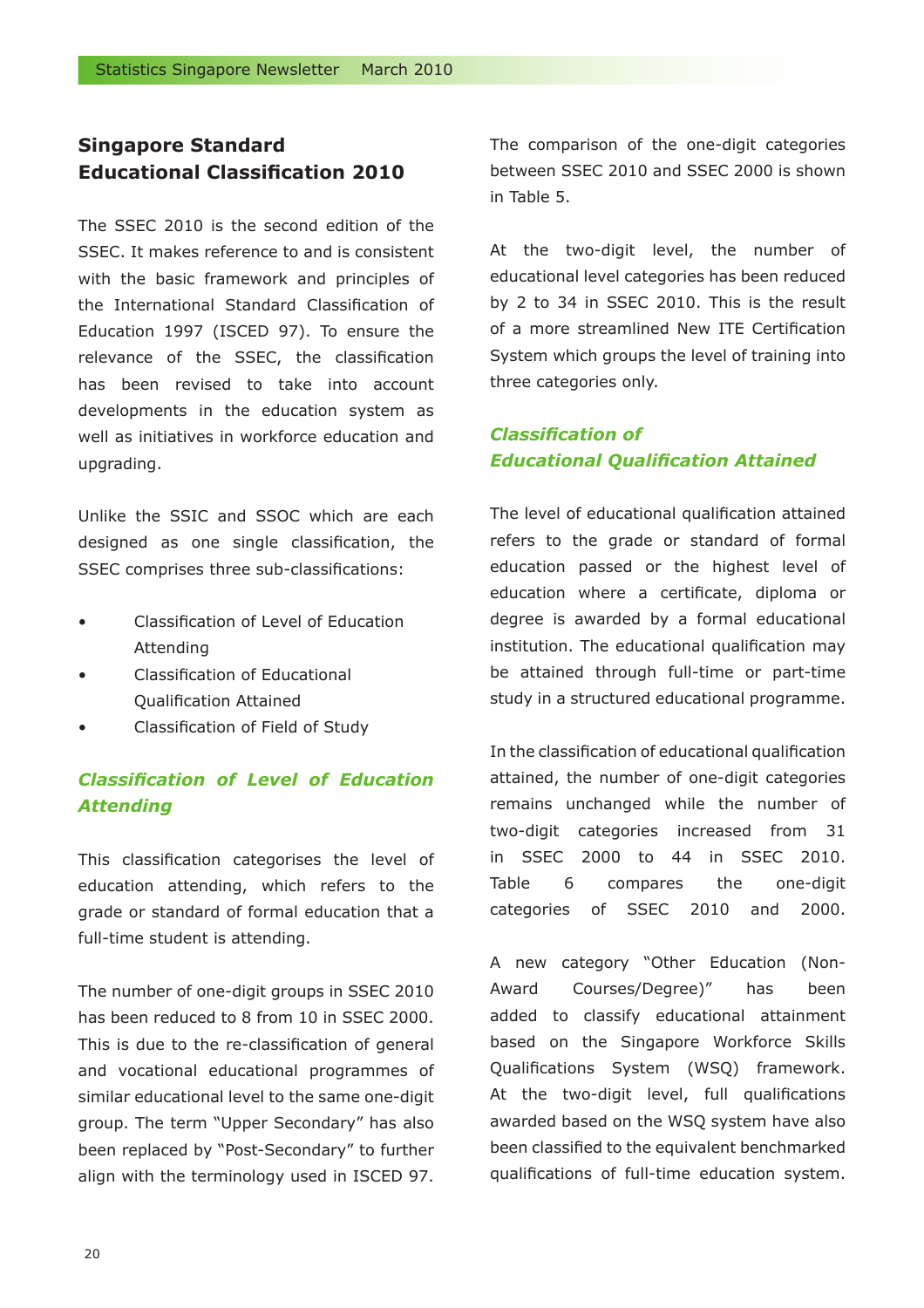## Singapore Standard Educational Classification 2010

The SSEC 2010 is the second edition of the SSEC. It makes reference to and is consistent with the basic framework and principles of the International Standard Classification of Education 1997 (ISCED 97). To ensure the relevance of the SSEC, the classification has been revised to take into account developments in the education system as well as initiatives in workforce education and upgrading.

Unlike the SSIC and SSOC which are each designed as one single classification, the SSEC comprises three sub-classifications:

- Classification of Level of Education Attending
- Classification of Educational Qualification Attained
- Classification of Field of Study

### *Classification of Level of Education Attending*

This classification categorises the level of education attending, which refers to the grade or standard of formal education that a full-time student is attending.

The number of one-digit groups in SSEC 2010 has been reduced to 8 from 10 in SSEC 2000. This is due to the re-classification of general and vocational educational programmes of similar educational level to the same one-digit group. The term "Upper Secondary" has also been replaced by "Post-Secondary" to further align with the terminology used in ISCED 97.

The comparison of the one-digit categories between SSEC 2010 and SSEC 2000 is shown in Table 5.

At the two-digit level, the number of educational level categories has been reduced by 2 to 34 in SSEC 2010. This is the result of a more streamlined New ITE Certification System which groups the level of training into three categories only.

### *Classification of Educational Qualification Attained*

The level of educational qualification attained refers to the grade or standard of formal education passed or the highest level of education where a certificate, diploma or degree is awarded by a formal educational institution. The educational qualification may be attained through full-time or part-time study in a structured educational programme.

In the classification of educational qualification attained, the number of one-digit categories remains unchanged while the number of two-digit categories increased from 31 in SSEC 2000 to 44 in SSEC 2010. Table 6 compares the one-digit categories of SSEC 2010 and 2000.

A new category "Other Education (Non-Award Courses/Degree)" has been added to classify educational attainment based on the Singapore Workforce Skills Qualifications System (WSQ) framework. At the two-digit level, full qualifications awarded based on the WSQ system have also been classified to the equivalent benchmarked qualifications of full-time education system.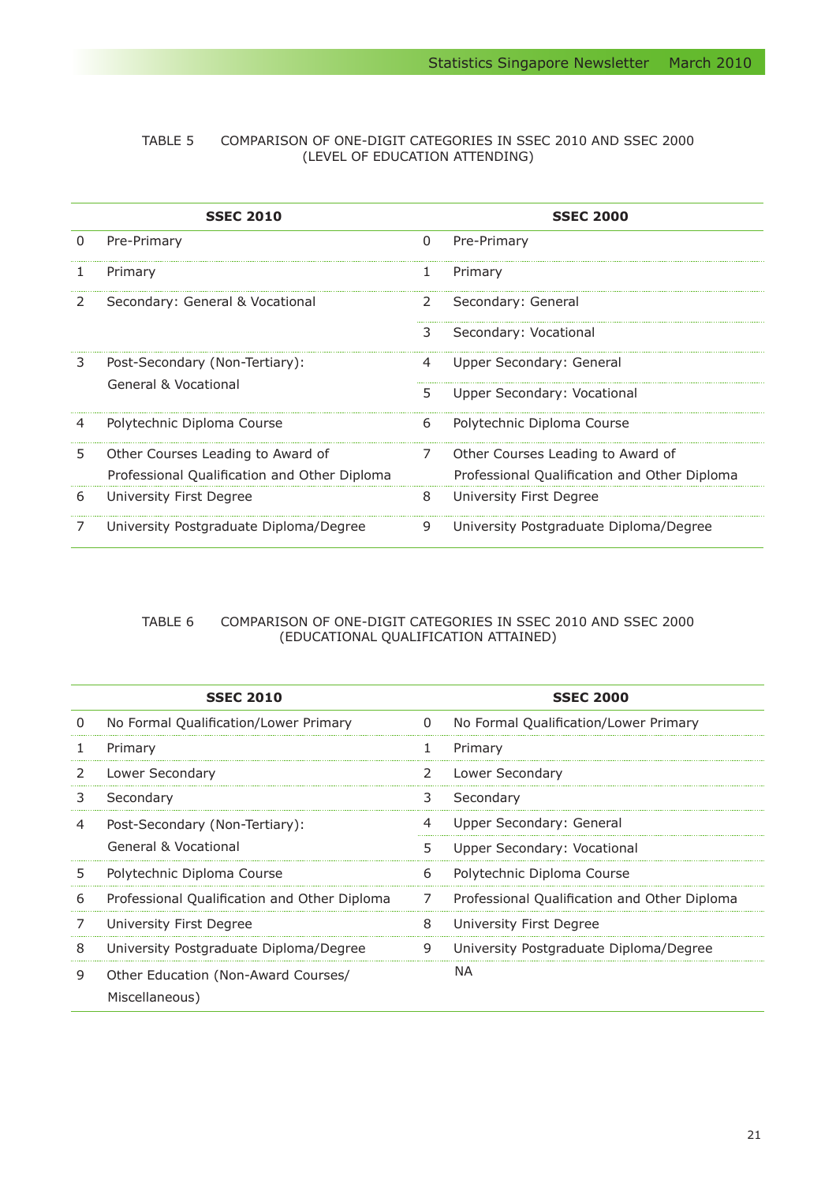TABLE 5 COMPARISON OF ONE-DIGIT CATEGORIES IN SSEC 2010 AND SSEC 2000 (LEVEL OF EDUCATION ATTENDING)

| SSEC 2010 | | SSEC 2000 | |
|---|---|---|---|
| 0 | Pre-Primary | 0 | Pre-Primary |
| 1 | Primary | 1 | Primary |
| 2 | Secondary: General & Vocational | 2 | Secondary: General |
| | | 3 | Secondary: Vocational |
| 3 | Post-Secondary (Non-Tertiary): General & Vocational | 4 | Upper Secondary: General |
| | | 5 | Upper Secondary: Vocational |
| 4 | Polytechnic Diploma Course | 6 | Polytechnic Diploma Course |
| 5 | Other Courses Leading to Award of Professional Qualification and Other Diploma | 7 | Other Courses Leading to Award of Professional Qualification and Other Diploma |
| 6 | University First Degree | 8 | University First Degree |
| 7 | University Postgraduate Diploma/Degree | 9 | University Postgraduate Diploma/Degree |

TABLE 6 COMPARISON OF ONE-DIGIT CATEGORIES IN SSEC 2010 AND SSEC 2000 (EDUCATIONAL QUALIFICATION ATTAINED)

| SSEC 2010 | | SSEC 2000 | |
|---|---|---|---|
| 0 | No Formal Qualification/Lower Primary | 0 | No Formal Qualification/Lower Primary |
| 1 | Primary | 1 | Primary |
| 2 | Lower Secondary | 2 | Lower Secondary |
| 3 | Secondary | 3 | Secondary |
| 4 | Post-Secondary (Non-Tertiary): General & Vocational | 4 | Upper Secondary: General |
| | | 5 | Upper Secondary: Vocational |
| 5 | Polytechnic Diploma Course | 6 | Polytechnic Diploma Course |
| 6 | Professional Qualification and Other Diploma | 7 | Professional Qualification and Other Diploma |
| 7 | University First Degree | 8 | University First Degree |
| 8 | University Postgraduate Diploma/Degree | 9 | University Postgraduate Diploma/Degree |
| 9 | Other Education (Non-Award Courses/ Miscellaneous) | | NA |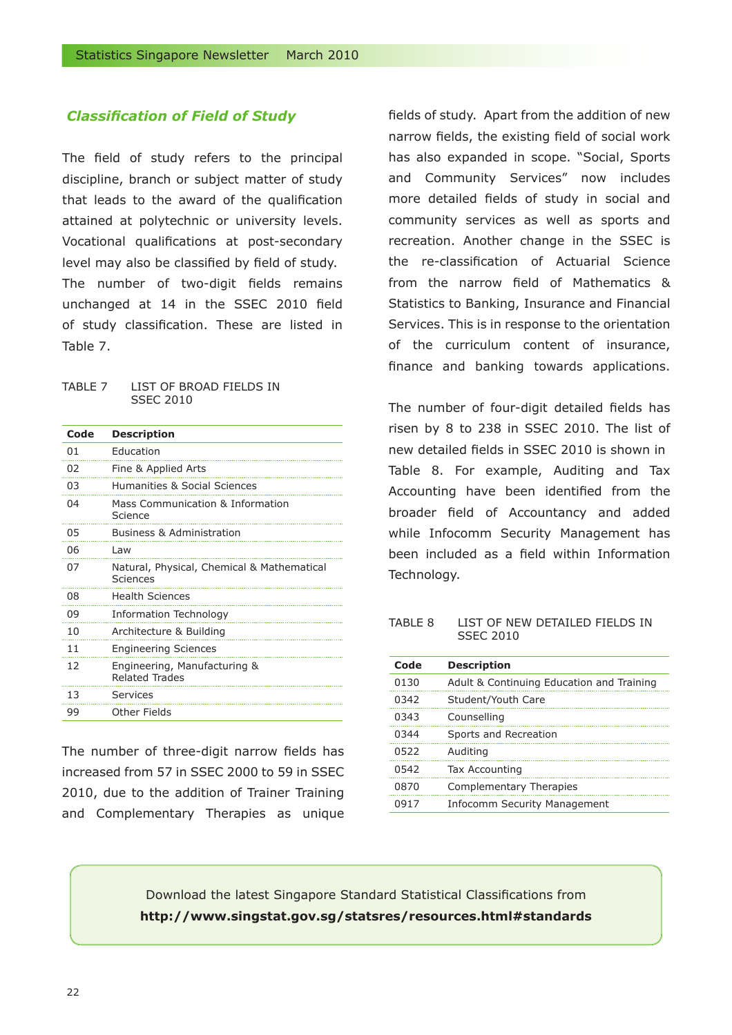## *Classification of Field of Study*

The field of study refers to the principal discipline, branch or subject matter of study that leads to the award of the qualification attained at polytechnic or university levels. Vocational qualifications at post-secondary level may also be classified by field of study.

The number of two-digit fields remains unchanged at 14 in the SSEC 2010 field of study classification. These are listed in Table 7.

TABLE 7 LIST OF BROAD FIELDS IN SSEC 2010

| Code | Description |
|---|---|
| 01 | Education |
| 02 | Fine & Applied Arts |
| 03 | Humanities & Social Sciences |
| 04 | Mass Communication & Information Science |
| 05 | Business & Administration |
| 06 | Law |
| 07 | Natural, Physical, Chemical & Mathematical Sciences |
| 08 | Health Sciences |
| 09 | Information Technology |
| 10 | Architecture & Building |
| 11 | Engineering Sciences |
| 12 | Engineering, Manufacturing & Related Trades |
| 13 | Services |
| 99 | Other Fields |

The number of three-digit narrow fields has increased from 57 in SSEC 2000 to 59 in SSEC 2010, due to the addition of Trainer Training and Complementary Therapies as unique fields of study. Apart from the addition of new narrow fields, the existing field of social work has also expanded in scope. "Social, Sports and Community Services" now includes more detailed fields of study in social and community services as well as sports and recreation. Another change in the SSEC is the re-classification of Actuarial Science from the narrow field of Mathematics & Statistics to Banking, Insurance and Financial Services. This is in response to the orientation of the curriculum content of insurance, finance and banking towards applications.

The number of four-digit detailed fields has risen by 8 to 238 in SSEC 2010. The list of new detailed fields in SSEC 2010 is shown in Table 8. For example, Auditing and Tax Accounting have been identified from the broader field of Accountancy and added while Infocomm Security Management has been included as a field within Information Technology.

TABLE 8 LIST OF NEW DETAILED FIELDS IN SSEC 2010

| Code | Description |
|---|---|
| 0130 | Adult & Continuing Education and Training |
| 0342 | Student/Youth Care |
| 0343 | Counselling |
| 0344 | Sports and Recreation |
| 0522 | Auditing |
| 0542 | Tax Accounting |
| 0870 | Complementary Therapies |
| 0917 | Infocomm Security Management |

Download the latest Singapore Standard Statistical Classifications from
**http://www.singstat.gov.sg/statsres/resources.html#standards**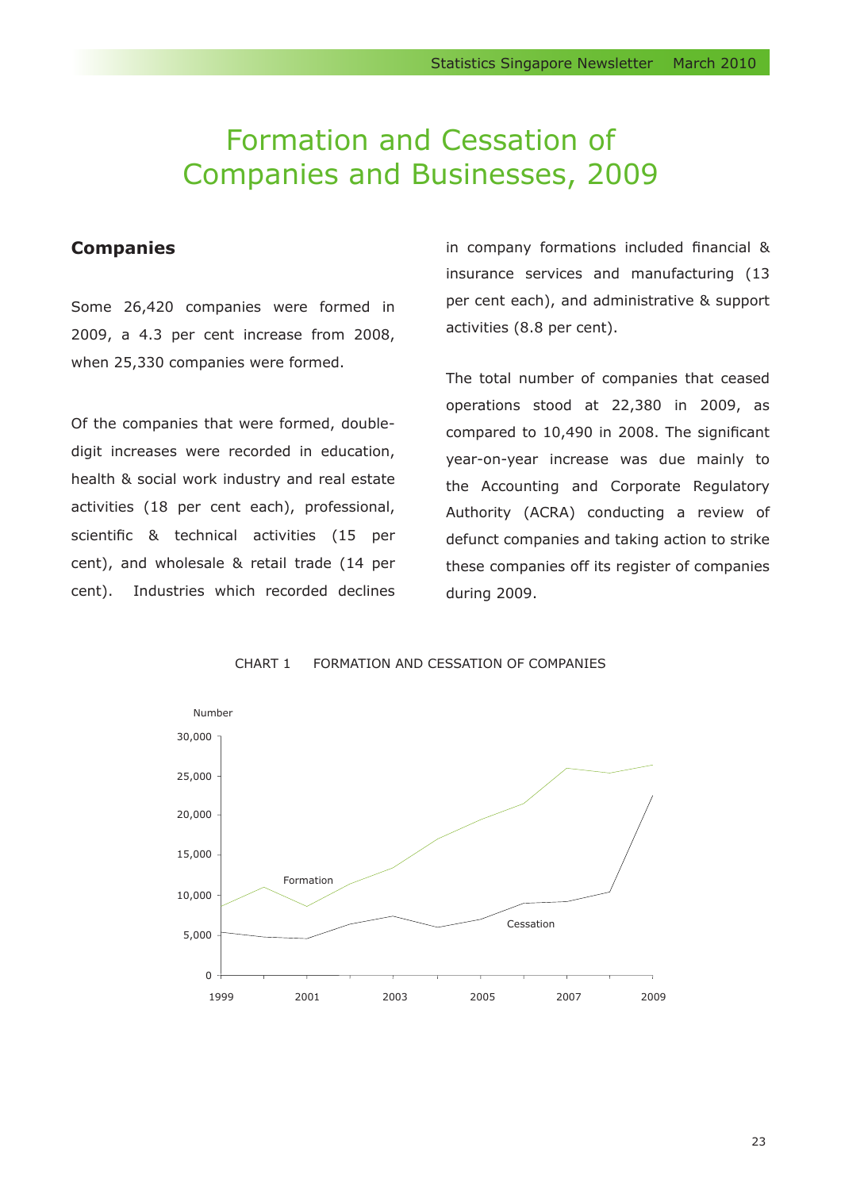# Formation and Cessation of Companies and Businesses, 2009

## Companies

Some 26,420 companies were formed in 2009, a 4.3 per cent increase from 2008, when 25,330 companies were formed.

Of the companies that were formed, double-digit increases were recorded in education, health & social work industry and real estate activities (18 per cent each), professional, scientific & technical activities (15 per cent), and wholesale & retail trade (14 per cent). Industries which recorded declines in company formations included financial & insurance services and manufacturing (13 per cent each), and administrative & support activities (8.8 per cent).

The total number of companies that ceased operations stood at 22,380 in 2009, as compared to 10,490 in 2008. The significant year-on-year increase was due mainly to the Accounting and Corporate Regulatory Authority (ACRA) conducting a review of defunct companies and taking action to strike these companies off its register of companies during 2009.

CHART 1 FORMATION AND CESSATION OF COMPANIES

Number

30,000
25,000
20,000
15,000
10,000
5,000
0

Formation

Cessation

1999 2001 2003 2005 2007 2009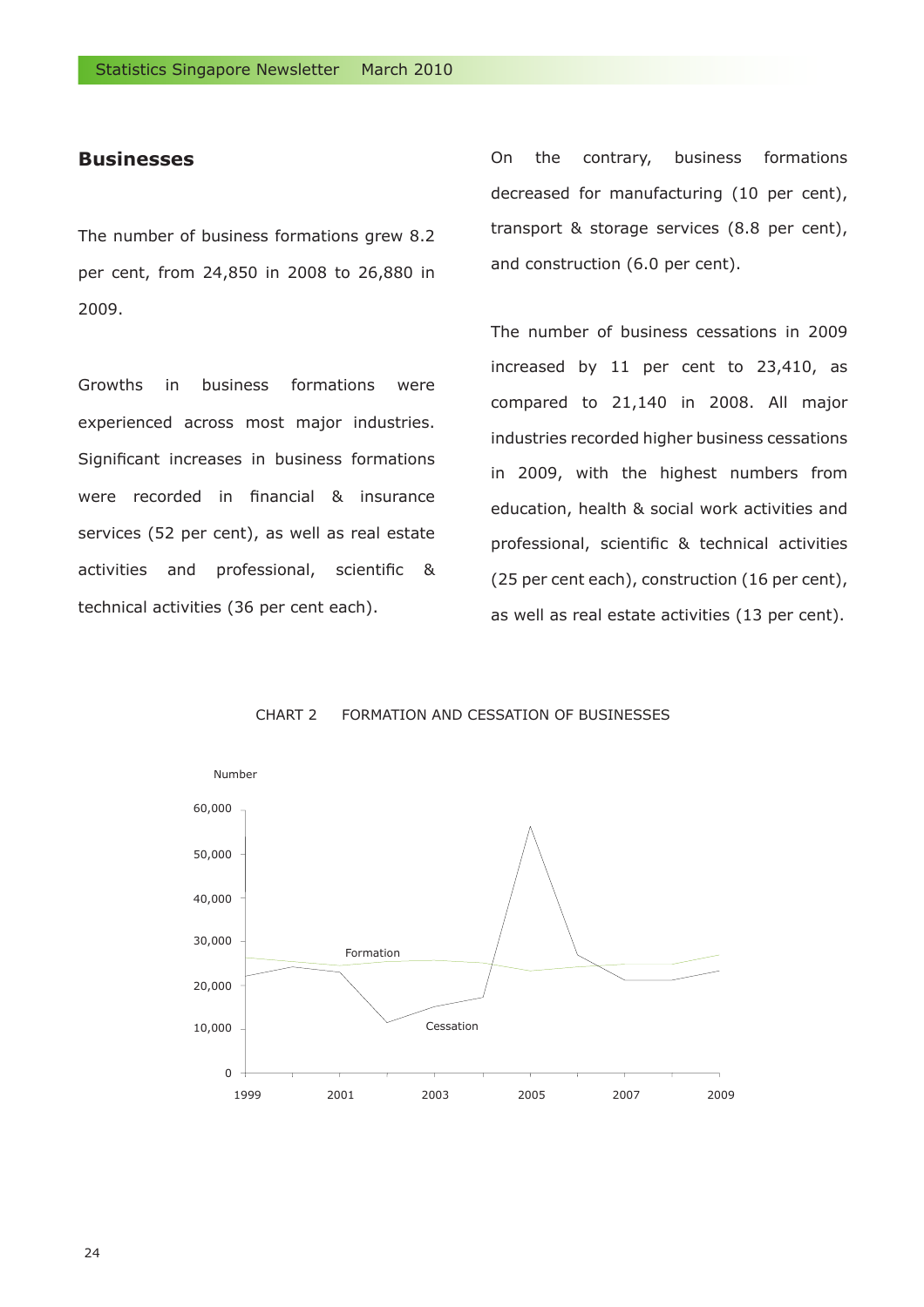## Businesses

The number of business formations grew 8.2 per cent, from 24,850 in 2008 to 26,880 in 2009.

Growths in business formations were experienced across most major industries. Significant increases in business formations were recorded in financial & insurance services (52 per cent), as well as real estate activities and professional, scientific & technical activities (36 per cent each).

On the contrary, business formations decreased for manufacturing (10 per cent), transport & storage services (8.8 per cent), and construction (6.0 per cent).

The number of business cessations in 2009 increased by 11 per cent to 23,410, as compared to 21,140 in 2008. All major industries recorded higher business cessations in 2009, with the highest numbers from education, health & social work activities and professional, scientific & technical activities (25 per cent each), construction (16 per cent), as well as real estate activities (13 per cent).

CHART 2 FORMATION AND CESSATION OF BUSINESSES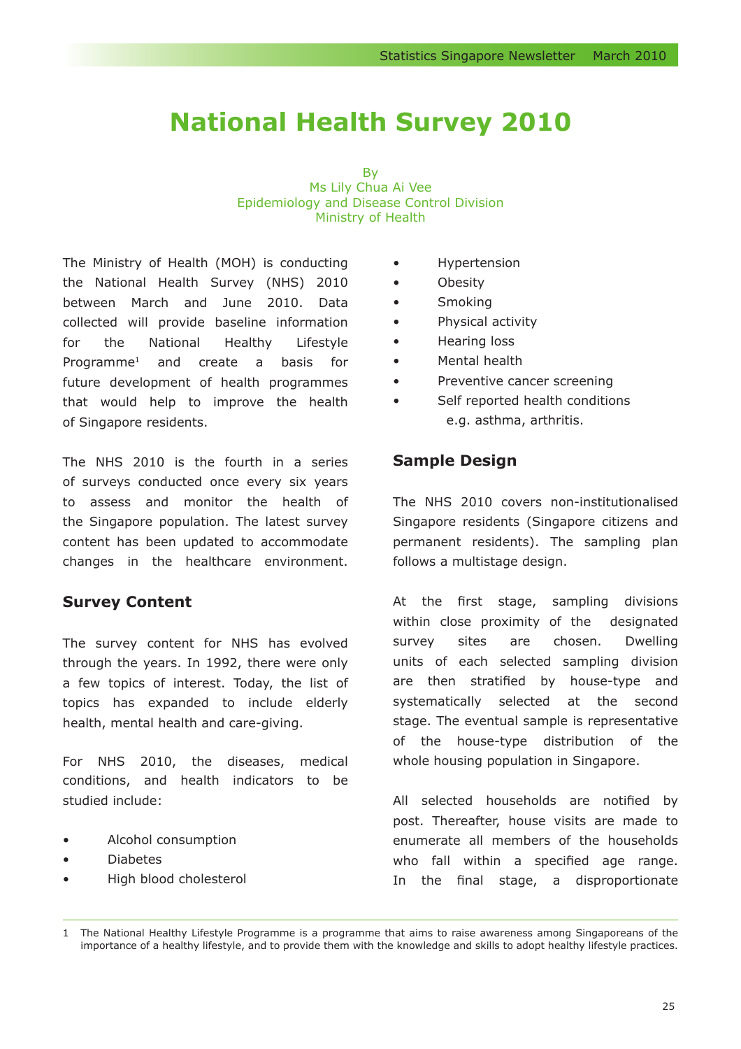# National Health Survey 2010

By
Ms Lily Chua Ai Vee
Epidemiology and Disease Control Division
Ministry of Health

The Ministry of Health (MOH) is conducting the National Health Survey (NHS) 2010 between March and June 2010. Data collected will provide baseline information for the National Healthy Lifestyle Programme[1] and create a basis for future development of health programmes that would help to improve the health of Singapore residents.

The NHS 2010 is the fourth in a series of surveys conducted once every six years to assess and monitor the health of the Singapore population. The latest survey content has been updated to accommodate changes in the healthcare environment.

## Survey Content

The survey content for NHS has evolved through the years. In 1992, there were only a few topics of interest. Today, the list of topics has expanded to include elderly health, mental health and care-giving.

For NHS 2010, the diseases, medical conditions, and health indicators to be studied include:

- Alcohol consumption
- Diabetes
- High blood cholesterol
- Hypertension
- Obesity
- Smoking
- Physical activity
- Hearing loss
- Mental health
- Preventive cancer screening
- Self reported health conditions e.g. asthma, arthritis.

## Sample Design

The NHS 2010 covers non-institutionalised Singapore residents (Singapore citizens and permanent residents). The sampling plan follows a multistage design.

At the first stage, sampling divisions within close proximity of the designated survey sites are chosen. Dwelling units of each selected sampling division are then stratified by house-type and systematically selected at the second stage. The eventual sample is representative of the house-type distribution of the whole housing population in Singapore.

All selected households are notified by post. Thereafter, house visits are made to enumerate all members of the households who fall within a specified age range. In the final stage, a disproportionate

---

1 The National Healthy Lifestyle Programme is a programme that aims to raise awareness among Singaporeans of the importance of a healthy lifestyle, and to provide them with the knowledge and skills to adopt healthy lifestyle practices.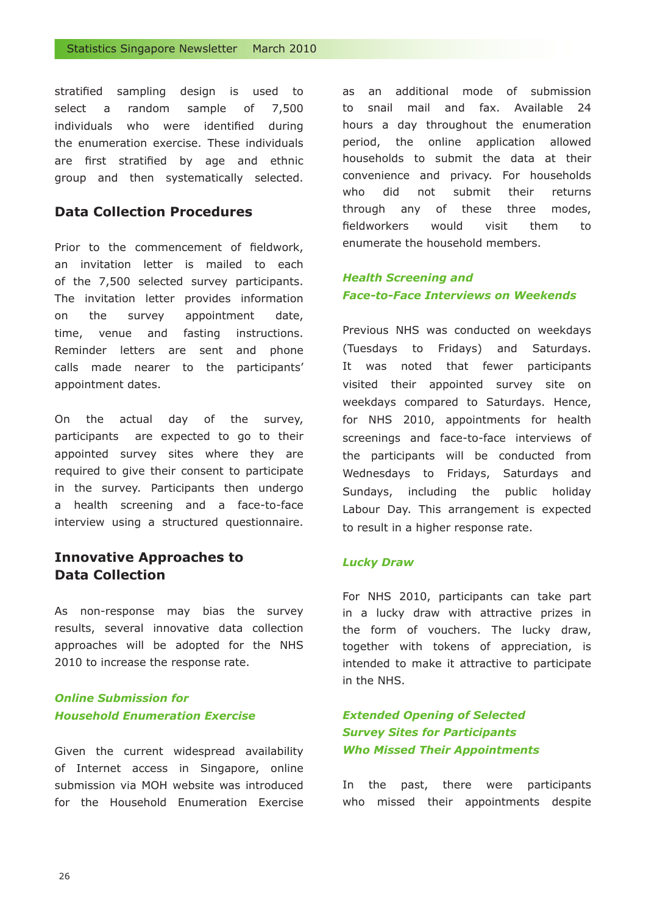stratified sampling design is used to select a random sample of 7,500 individuals who were identified during the enumeration exercise. These individuals are first stratified by age and ethnic group and then systematically selected.

## Data Collection Procedures

Prior to the commencement of fieldwork, an invitation letter is mailed to each of the 7,500 selected survey participants. The invitation letter provides information on the survey appointment date, time, venue and fasting instructions. Reminder letters are sent and phone calls made nearer to the participants' appointment dates.

On the actual day of the survey, participants are expected to go to their appointed survey sites where they are required to give their consent to participate in the survey. Participants then undergo a health screening and a face-to-face interview using a structured questionnaire.

## Innovative Approaches to Data Collection

As non-response may bias the survey results, several innovative data collection approaches will be adopted for the NHS 2010 to increase the response rate.

### *Online Submission for Household Enumeration Exercise*

Given the current widespread availability of Internet access in Singapore, online submission via MOH website was introduced for the Household Enumeration Exercise as an additional mode of submission to snail mail and fax. Available 24 hours a day throughout the enumeration period, the online application allowed households to submit the data at their convenience and privacy. For households who did not submit their returns through any of these three modes, fieldworkers would visit them to enumerate the household members.

### *Health Screening and Face-to-Face Interviews on Weekends*

Previous NHS was conducted on weekdays (Tuesdays to Fridays) and Saturdays. It was noted that fewer participants visited their appointed survey site on weekdays compared to Saturdays. Hence, for NHS 2010, appointments for health screenings and face-to-face interviews of the participants will be conducted from Wednesdays to Fridays, Saturdays and Sundays, including the public holiday Labour Day. This arrangement is expected to result in a higher response rate.

### *Lucky Draw*

For NHS 2010, participants can take part in a lucky draw with attractive prizes in the form of vouchers. The lucky draw, together with tokens of appreciation, is intended to make it attractive to participate in the NHS.

### *Extended Opening of Selected Survey Sites for Participants Who Missed Their Appointments*

In the past, there were participants who missed their appointments despite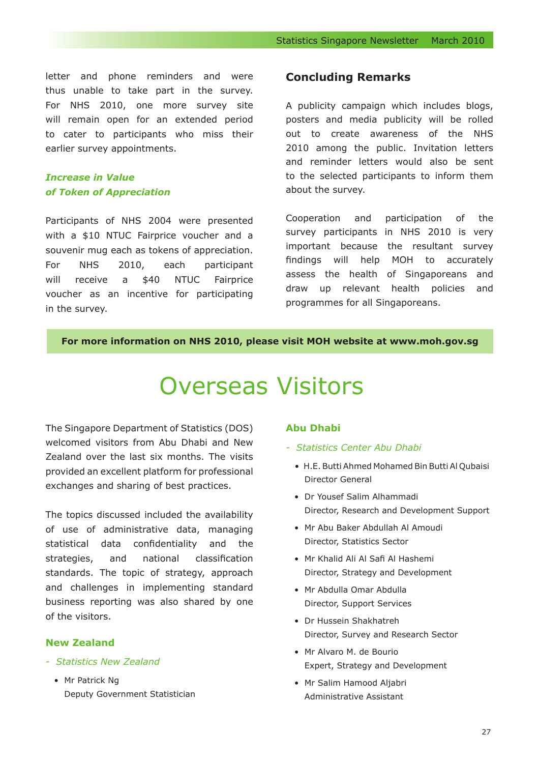letter and phone reminders and were thus unable to take part in the survey. For NHS 2010, one more survey site will remain open for an extended period to cater to participants who miss their earlier survey appointments.

### *Increase in Value of Token of Appreciation*

Participants of NHS 2004 were presented with a $10 NTUC Fairprice voucher and a souvenir mug each as tokens of appreciation. For NHS 2010, each participant will receive a $40 NTUC Fairprice voucher as an incentive for participating in the survey.

## Concluding Remarks

A publicity campaign which includes blogs, posters and media publicity will be rolled out to create awareness of the NHS 2010 among the public. Invitation letters and reminder letters would also be sent to the selected participants to inform them about the survey.

Cooperation and participation of the survey participants in NHS 2010 is very important because the resultant survey findings will help MOH to accurately assess the health of Singaporeans and draw up relevant health policies and programmes for all Singaporeans.

**For more information on NHS 2010, please visit MOH website at www.moh.gov.sg**

# Overseas Visitors

The Singapore Department of Statistics (DOS) welcomed visitors from Abu Dhabi and New Zealand over the last six months. The visits provided an excellent platform for professional exchanges and sharing of best practices.

The topics discussed included the availability of use of administrative data, managing statistical data confidentiality and the strategies, and national classification standards. The topic of strategy, approach and challenges in implementing standard business reporting was also shared by one of the visitors.

### New Zealand

*- Statistics New Zealand*

- Mr Patrick Ng
  Deputy Government Statistician

### Abu Dhabi

*- Statistics Center Abu Dhabi*

- H.E. Butti Ahmed Mohamed Bin Butti Al Qubaisi
  Director General
- Dr Yousef Salim Alhammadi
  Director, Research and Development Support
- Mr Abu Baker Abdullah Al Amoudi
  Director, Statistics Sector
- Mr Khalid Ali Al Safi Al Hashemi
  Director, Strategy and Development
- Mr Abdulla Omar Abdulla
  Director, Support Services
- Dr Hussein Shakhatreh
  Director, Survey and Research Sector
- Mr Alvaro M. de Bourio
  Expert, Strategy and Development
- Mr Salim Hamood Aljabri
  Administrative Assistant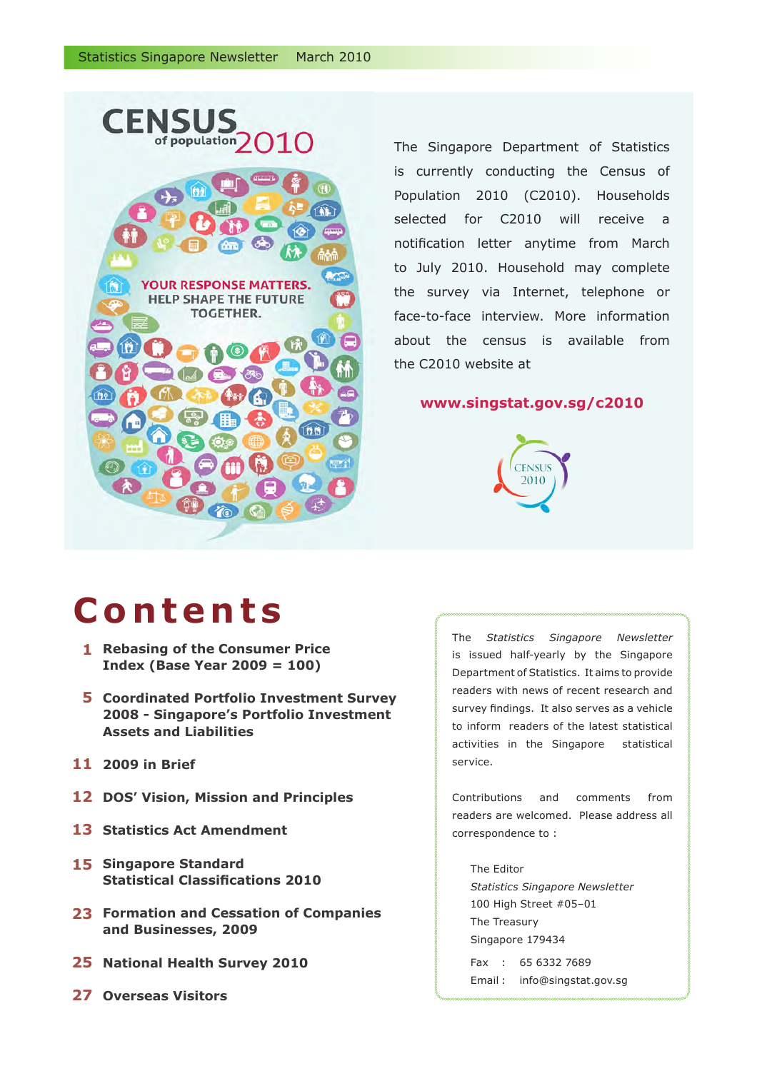The Singapore Department of Statistics is currently conducting the Census of Population 2010 (C2010). Households selected for C2010 will receive a notification letter anytime from March to July 2010. Household may complete the survey via Internet, telephone or face-to-face interview. More information about the census is available from the C2010 website at

**www.singstat.gov.sg/c2010**

# Contents

**1** **Rebasing of the Consumer Price Index (Base Year 2009 = 100)**

**5** **Coordinated Portfolio Investment Survey 2008 - Singapore's Portfolio Investment Assets and Liabilities**

**11** **2009 in Brief**

**12** **DOS' Vision, Mission and Principles**

**13** **Statistics Act Amendment**

**15** **Singapore Standard Statistical Classifications 2010**

**23** **Formation and Cessation of Companies and Businesses, 2009**

**25** **National Health Survey 2010**

**27** **Overseas Visitors**

The *Statistics Singapore Newsletter* is issued half-yearly by the Singapore Department of Statistics. It aims to provide readers with news of recent research and survey findings. It also serves as a vehicle to inform readers of the latest statistical activities in the Singapore statistical service.

Contributions and comments from readers are welcomed. Please address all correspondence to :

The Editor
*Statistics Singapore Newsletter*
100 High Street #05–01
The Treasury
Singapore 179434

Fax : 65 6332 7689
Email : info@singstat.gov.sg